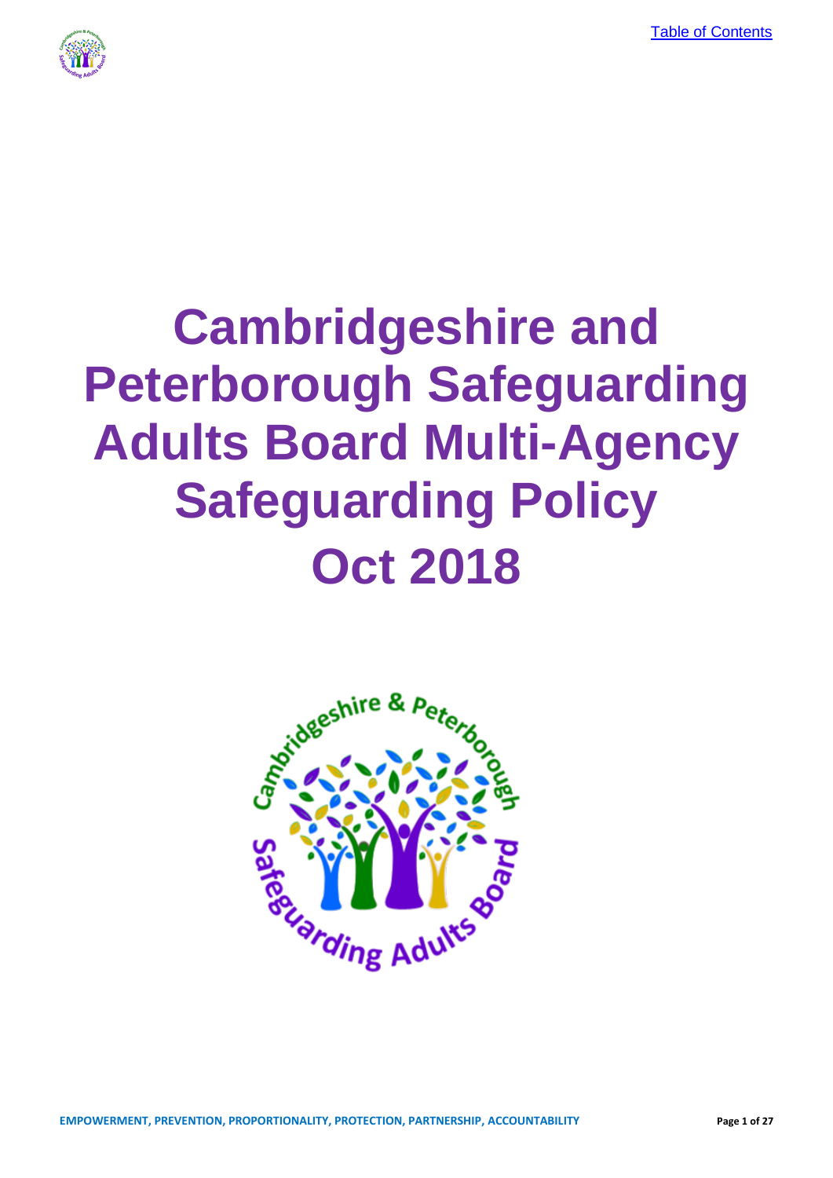[Table of Contents](#)

# Cambridgeshire and Peterborough Safeguarding Adults Board Multi-Agency Safeguarding Policy

# Oct 2018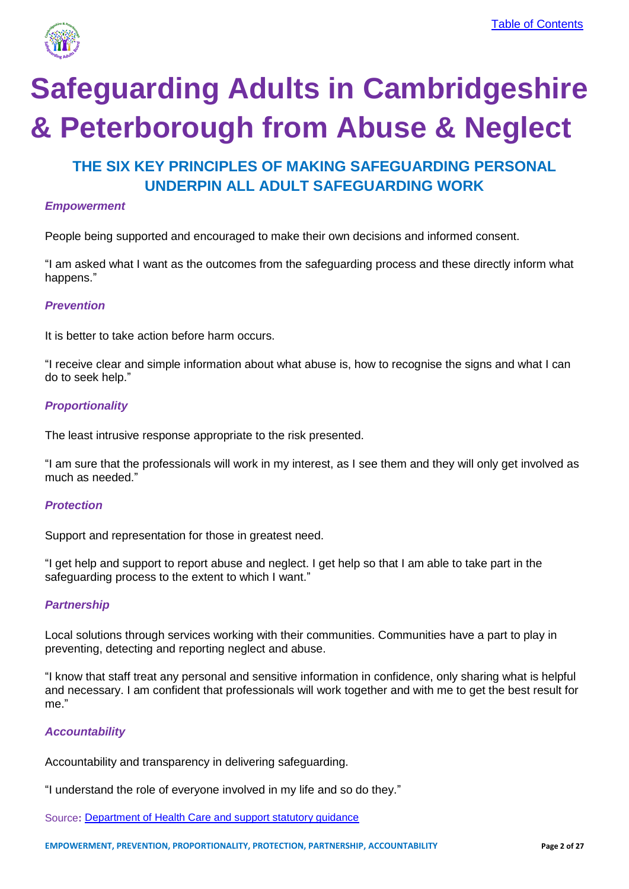# Safeguarding Adults in Cambridgeshire & Peterborough from Abuse & Neglect

## THE SIX KEY PRINCIPLES OF MAKING SAFEGUARDING PERSONAL UNDERPIN ALL ADULT SAFEGUARDING WORK

### *Empowerment*

People being supported and encouraged to make their own decisions and informed consent.

"I am asked what I want as the outcomes from the safeguarding process and these directly inform what happens."

### *Prevention*

It is better to take action before harm occurs.

"I receive clear and simple information about what abuse is, how to recognise the signs and what I can do to seek help."

### *Proportionality*

The least intrusive response appropriate to the risk presented.

"I am sure that the professionals will work in my interest, as I see them and they will only get involved as much as needed."

### *Protection*

Support and representation for those in greatest need.

"I get help and support to report abuse and neglect. I get help so that I am able to take part in the safeguarding process to the extent to which I want."

### *Partnership*

Local solutions through services working with their communities. Communities have a part to play in preventing, detecting and reporting neglect and abuse.

"I know that staff treat any personal and sensitive information in confidence, only sharing what is helpful and necessary. I am confident that professionals will work together and with me to get the best result for me."

### *Accountability*

Accountability and transparency in delivering safeguarding.

"I understand the role of everyone involved in my life and so do they."

Source: [Department of Health Care and support statutory guidance]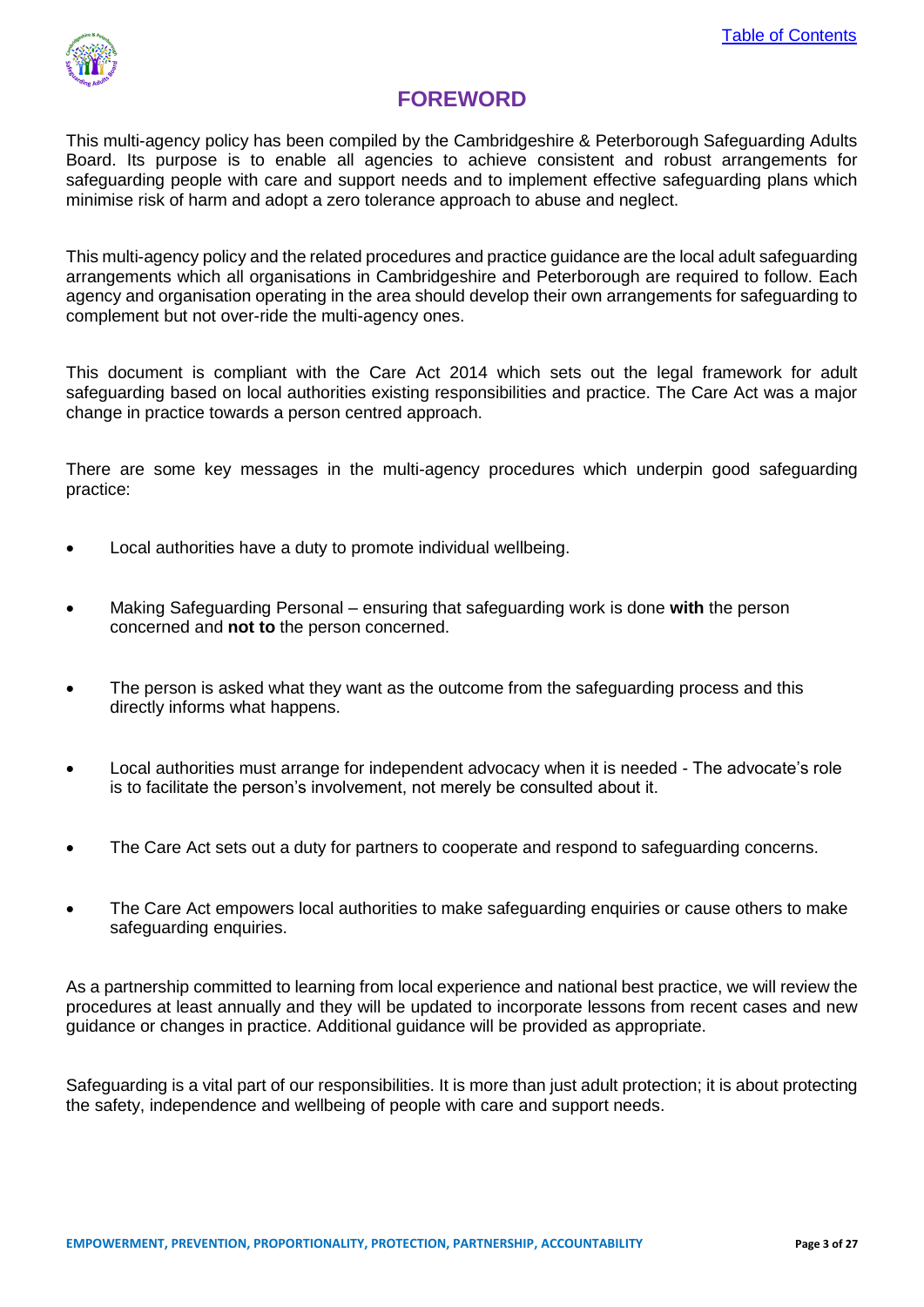# FOREWORD

This multi-agency policy has been compiled by the Cambridgeshire & Peterborough Safeguarding Adults Board. Its purpose is to enable all agencies to achieve consistent and robust arrangements for safeguarding people with care and support needs and to implement effective safeguarding plans which minimise risk of harm and adopt a zero tolerance approach to abuse and neglect.

This multi-agency policy and the related procedures and practice guidance are the local adult safeguarding arrangements which all organisations in Cambridgeshire and Peterborough are required to follow. Each agency and organisation operating in the area should develop their own arrangements for safeguarding to complement but not over-ride the multi-agency ones.

This document is compliant with the Care Act 2014 which sets out the legal framework for adult safeguarding based on local authorities existing responsibilities and practice. The Care Act was a major change in practice towards a person centred approach.

There are some key messages in the multi-agency procedures which underpin good safeguarding practice:

- Local authorities have a duty to promote individual wellbeing.
- Making Safeguarding Personal – ensuring that safeguarding work is done **with** the person concerned and **not to** the person concerned.
- The person is asked what they want as the outcome from the safeguarding process and this directly informs what happens.
- Local authorities must arrange for independent advocacy when it is needed - The advocate's role is to facilitate the person's involvement, not merely be consulted about it.
- The Care Act sets out a duty for partners to cooperate and respond to safeguarding concerns.
- The Care Act empowers local authorities to make safeguarding enquiries or cause others to make safeguarding enquiries.

As a partnership committed to learning from local experience and national best practice, we will review the procedures at least annually and they will be updated to incorporate lessons from recent cases and new guidance or changes in practice. Additional guidance will be provided as appropriate.

Safeguarding is a vital part of our responsibilities. It is more than just adult protection; it is about protecting the safety, independence and wellbeing of people with care and support needs.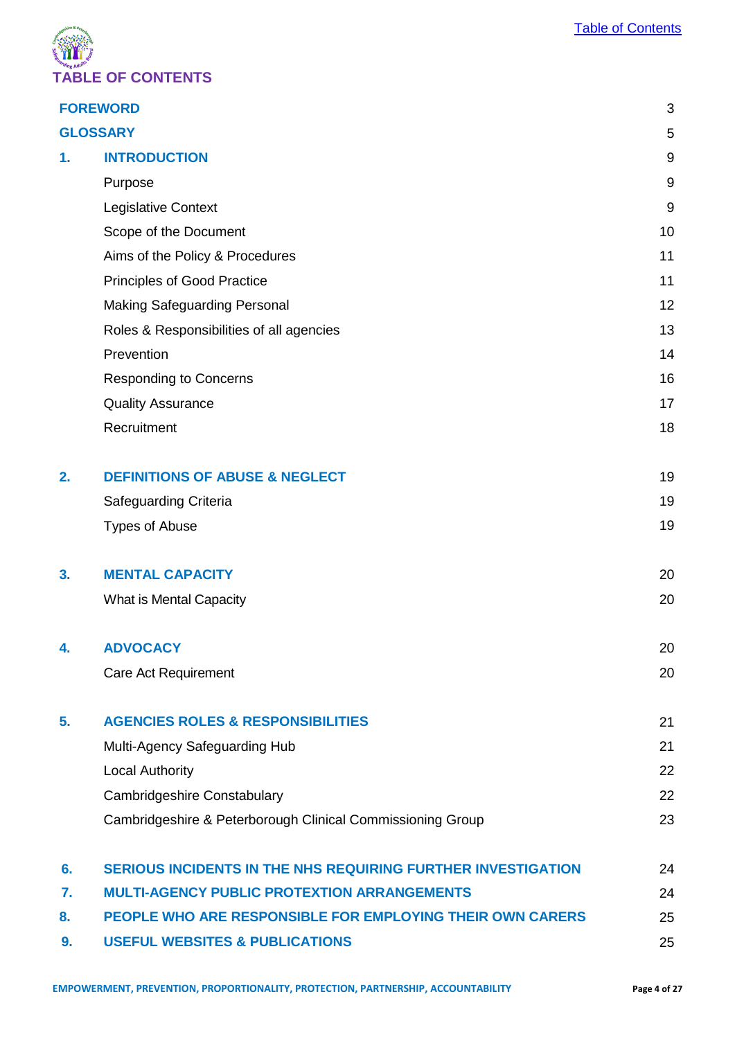# TABLE OF CONTENTS

| | | |
|---|---|---|
| **FOREWORD** | | 3 |
| **GLOSSARY** | | 5 |
| **1.** | **INTRODUCTION** | 9 |
| | Purpose | 9 |
| | Legislative Context | 9 |
| | Scope of the Document | 10 |
| | Aims of the Policy & Procedures | 11 |
| | Principles of Good Practice | 11 |
| | Making Safeguarding Personal | 12 |
| | Roles & Responsibilities of all agencies | 13 |
| | Prevention | 14 |
| | Responding to Concerns | 16 |
| | Quality Assurance | 17 |
| | Recruitment | 18 |
| **2.** | **DEFINITIONS OF ABUSE & NEGLECT** | 19 |
| | Safeguarding Criteria | 19 |
| | Types of Abuse | 19 |
| **3.** | **MENTAL CAPACITY** | 20 |
| | What is Mental Capacity | 20 |
| **4.** | **ADVOCACY** | 20 |
| | Care Act Requirement | 20 |
| **5.** | **AGENCIES ROLES & RESPONSIBILITIES** | 21 |
| | Multi-Agency Safeguarding Hub | 21 |
| | Local Authority | 22 |
| | Cambridgeshire Constabulary | 22 |
| | Cambridgeshire & Peterborough Clinical Commissioning Group | 23 |
| **6.** | **SERIOUS INCIDENTS IN THE NHS REQUIRING FURTHER INVESTIGATION** | 24 |
| **7.** | **MULTI-AGENCY PUBLIC PROTEXTION ARRANGEMENTS** | 24 |
| **8.** | **PEOPLE WHO ARE RESPONSIBLE FOR EMPLOYING THEIR OWN CARERS** | 25 |
| **9.** | **USEFUL WEBSITES & PUBLICATIONS** | 25 |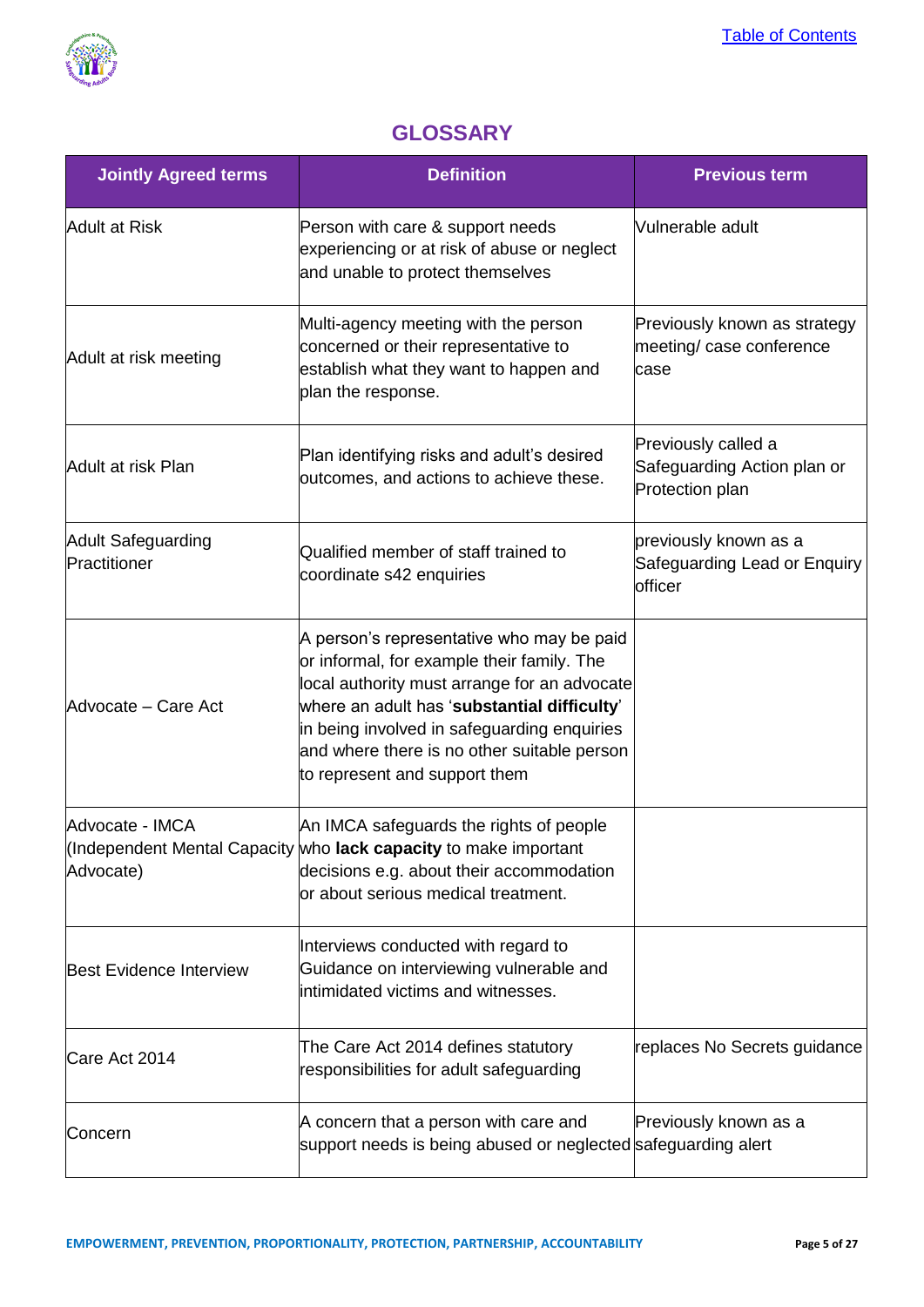## GLOSSARY

| Jointly Agreed terms | Definition | Previous term |
|---|---|---|
| Adult at Risk | Person with care & support needs experiencing or at risk of abuse or neglect and unable to protect themselves | Vulnerable adult |
| Adult at risk meeting | Multi-agency meeting with the person concerned or their representative to establish what they want to happen and plan the response. | Previously known as strategy meeting/ case conference case |
| Adult at risk Plan | Plan identifying risks and adult's desired outcomes, and actions to achieve these. | Previously called a Safeguarding Action plan or Protection plan |
| Adult Safeguarding Practitioner | Qualified member of staff trained to coordinate s42 enquiries | previously known as a Safeguarding Lead or Enquiry officer |
| Advocate – Care Act | A person's representative who may be paid or informal, for example their family. The local authority must arrange for an advocate where an adult has '**substantial difficulty**' in being involved in safeguarding enquiries and where there is no other suitable person to represent and support them | |
| Advocate - IMCA (Independent Mental Capacity Advocate) | An IMCA safeguards the rights of people who **lack capacity** to make important decisions e.g. about their accommodation or about serious medical treatment. | |
| Best Evidence Interview | Interviews conducted with regard to Guidance on interviewing vulnerable and intimidated victims and witnesses. | |
| Care Act 2014 | The Care Act 2014 defines statutory responsibilities for adult safeguarding | replaces No Secrets guidance |
| Concern | A concern that a person with care and support needs is being abused or neglected | Previously known as a safeguarding alert |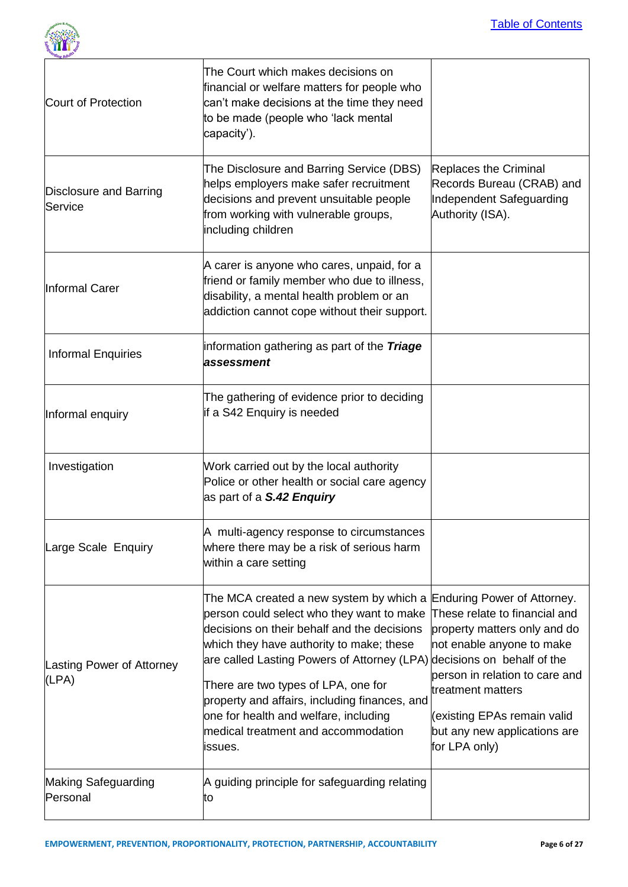| | | |
|---|---|---|
| Court of Protection | The Court which makes decisions on financial or welfare matters for people who can't make decisions at the time they need to be made (people who 'lack mental capacity'). | |
| Disclosure and Barring Service | The Disclosure and Barring Service (DBS) helps employers make safer recruitment decisions and prevent unsuitable people from working with vulnerable groups, including children | Replaces the Criminal Records Bureau (CRAB) and Independent Safeguarding Authority (ISA). |
| Informal Carer | A carer is anyone who cares, unpaid, for a friend or family member who due to illness, disability, a mental health problem or an addiction cannot cope without their support. | |
| Informal Enquiries | information gathering as part of the ***Triage assessment*** | |
| Informal enquiry | The gathering of evidence prior to deciding if a S42 Enquiry is needed | |
| Investigation | Work carried out by the local authority Police or other health or social care agency as part of a ***S.42 Enquiry*** | |
| Large Scale Enquiry | A multi-agency response to circumstances where there may be a risk of serious harm within a care setting | |
| Lasting Power of Attorney (LPA) | The MCA created a new system by which a person could select who they want to make decisions on their behalf and the decisions which they have authority to make; these are called Lasting Powers of Attorney (LPA)<br><br>There are two types of LPA, one for property and affairs, including finances, and one for health and welfare, including medical treatment and accommodation issues. | Enduring Power of Attorney. These relate to financial and property matters only and do not enable anyone to make decisions on behalf of the person in relation to care and treatment matters<br><br>(existing EPAs remain valid but any new applications are for LPA only) |
| Making Safeguarding Personal | A guiding principle for safeguarding relating to | |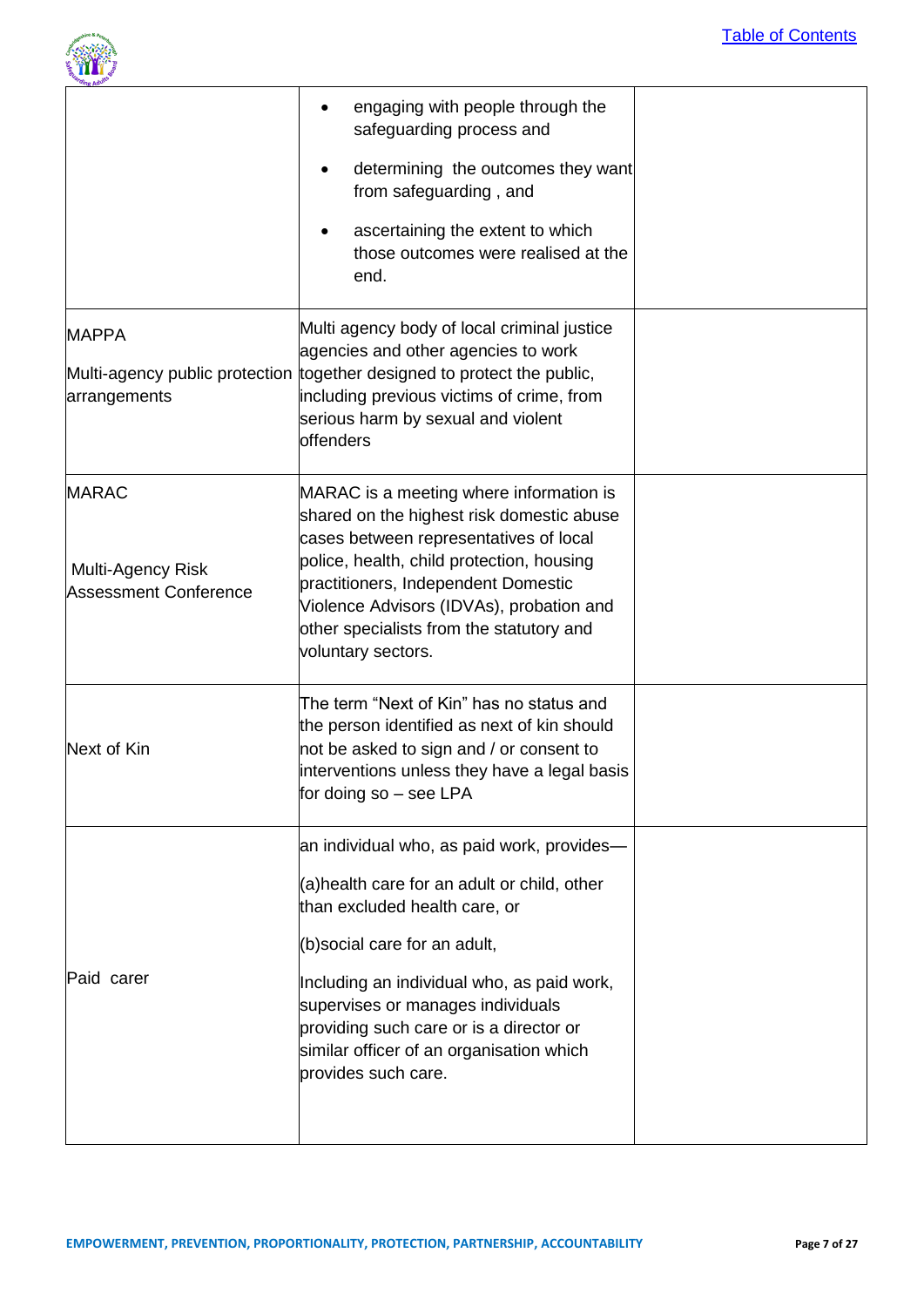| | | |
|---|---|---|
| | • engaging with people through the safeguarding process and<br>• determining the outcomes they want from safeguarding , and<br>• ascertaining the extent to which those outcomes were realised at the end. | |
| MAPPA<br><br>Multi-agency public protection arrangements | Multi agency body of local criminal justice agencies and other agencies to work together designed to protect the public, including previous victims of crime, from serious harm by sexual and violent offenders | |
| MARAC<br><br>Multi-Agency Risk Assessment Conference | MARAC is a meeting where information is shared on the highest risk domestic abuse cases between representatives of local police, health, child protection, housing practitioners, Independent Domestic Violence Advisors (IDVAs), probation and other specialists from the statutory and voluntary sectors. | |
| Next of Kin | The term "Next of Kin" has no status and the person identified as next of kin should not be asked to sign and / or consent to interventions unless they have a legal basis for doing so – see LPA | |
| Paid carer | an individual who, as paid work, provides—<br><br>(a)health care for an adult or child, other than excluded health care, or<br><br>(b)social care for an adult,<br><br>Including an individual who, as paid work, supervises or manages individuals providing such care or is a director or similar officer of an organisation which provides such care. | |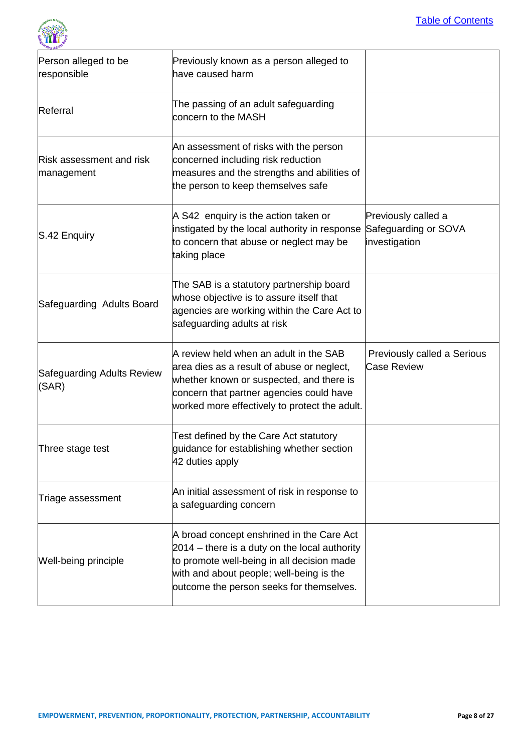| | | |
|---|---|---|
| Person alleged to be responsible | Previously known as a person alleged to have caused harm | |
| Referral | The passing of an adult safeguarding concern to the MASH | |
| Risk assessment and risk management | An assessment of risks with the person concerned including risk reduction measures and the strengths and abilities of the person to keep themselves safe | |
| S.42 Enquiry | A S42 enquiry is the action taken or instigated by the local authority in response to concern that abuse or neglect may be taking place | Previously called a Safeguarding or SOVA investigation |
| Safeguarding Adults Board | The SAB is a statutory partnership board whose objective is to assure itself that agencies are working within the Care Act to safeguarding adults at risk | |
| Safeguarding Adults Review (SAR) | A review held when an adult in the SAB area dies as a result of abuse or neglect, whether known or suspected, and there is concern that partner agencies could have worked more effectively to protect the adult. | Previously called a Serious Case Review |
| Three stage test | Test defined by the Care Act statutory guidance for establishing whether section 42 duties apply | |
| Triage assessment | An initial assessment of risk in response to a safeguarding concern | |
| Well-being principle | A broad concept enshrined in the Care Act 2014 – there is a duty on the local authority to promote well-being in all decision made with and about people; well-being is the outcome the person seeks for themselves. | |

**EMPOWERMENT, PREVENTION, PROPORTIONALITY, PROTECTION, PARTNERSHIP, ACCOUNTABILITY**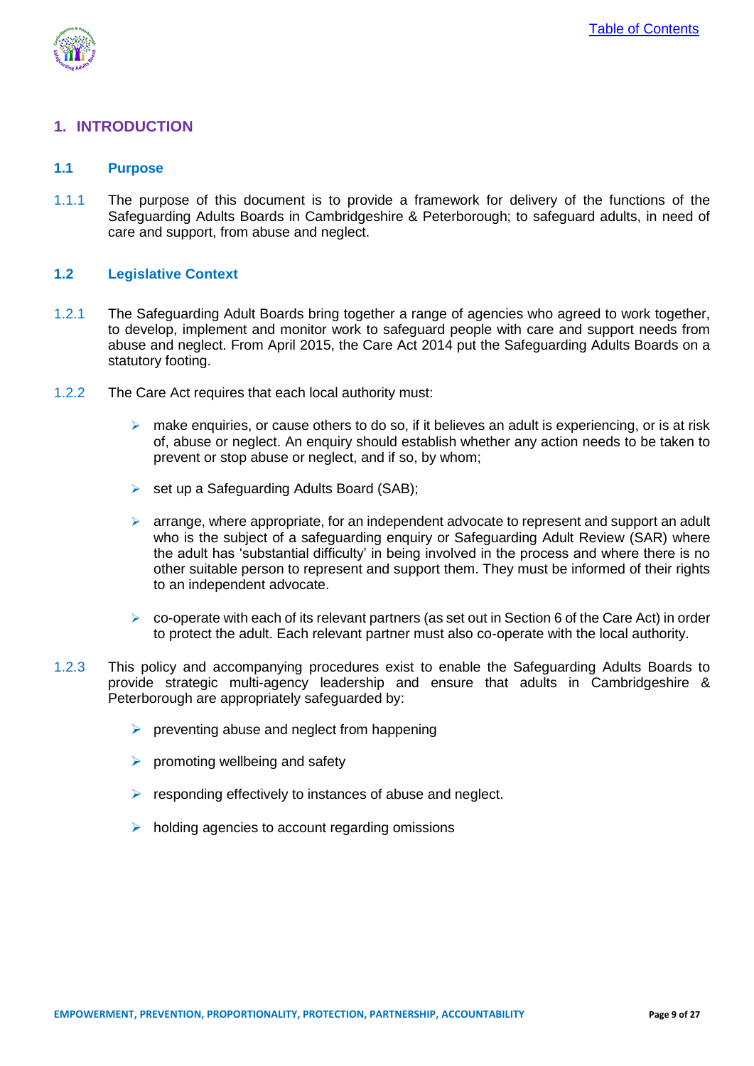# 1. INTRODUCTION

## 1.1 Purpose

1.1.1 The purpose of this document is to provide a framework for delivery of the functions of the Safeguarding Adults Boards in Cambridgeshire & Peterborough; to safeguard adults, in need of care and support, from abuse and neglect.

## 1.2 Legislative Context

1.2.1 The Safeguarding Adult Boards bring together a range of agencies who agreed to work together, to develop, implement and monitor work to safeguard people with care and support needs from abuse and neglect. From April 2015, the Care Act 2014 put the Safeguarding Adults Boards on a statutory footing.

1.2.2 The Care Act requires that each local authority must:

- make enquiries, or cause others to do so, if it believes an adult is experiencing, or is at risk of, abuse or neglect. An enquiry should establish whether any action needs to be taken to prevent or stop abuse or neglect, and if so, by whom;
- set up a Safeguarding Adults Board (SAB);
- arrange, where appropriate, for an independent advocate to represent and support an adult who is the subject of a safeguarding enquiry or Safeguarding Adult Review (SAR) where the adult has 'substantial difficulty' in being involved in the process and where there is no other suitable person to represent and support them. They must be informed of their rights to an independent advocate.
- co-operate with each of its relevant partners (as set out in Section 6 of the Care Act) in order to protect the adult. Each relevant partner must also co-operate with the local authority.

1.2.3 This policy and accompanying procedures exist to enable the Safeguarding Adults Boards to provide strategic multi-agency leadership and ensure that adults in Cambridgeshire & Peterborough are appropriately safeguarded by:

- preventing abuse and neglect from happening
- promoting wellbeing and safety
- responding effectively to instances of abuse and neglect.
- holding agencies to account regarding omissions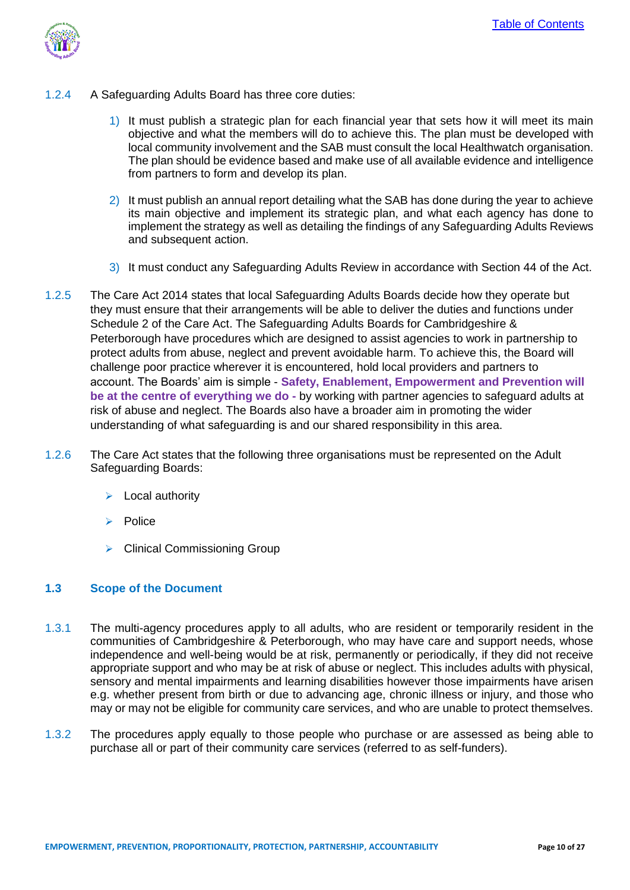1.2.4 A Safeguarding Adults Board has three core duties:

1) It must publish a strategic plan for each financial year that sets how it will meet its main objective and what the members will do to achieve this. The plan must be developed with local community involvement and the SAB must consult the local Healthwatch organisation. The plan should be evidence based and make use of all available evidence and intelligence from partners to form and develop its plan.

2) It must publish an annual report detailing what the SAB has done during the year to achieve its main objective and implement its strategic plan, and what each agency has done to implement the strategy as well as detailing the findings of any Safeguarding Adults Reviews and subsequent action.

3) It must conduct any Safeguarding Adults Review in accordance with Section 44 of the Act.

1.2.5 The Care Act 2014 states that local Safeguarding Adults Boards decide how they operate but they must ensure that their arrangements will be able to deliver the duties and functions under Schedule 2 of the Care Act. The Safeguarding Adults Boards for Cambridgeshire & Peterborough have procedures which are designed to assist agencies to work in partnership to protect adults from abuse, neglect and prevent avoidable harm. To achieve this, the Board will challenge poor practice wherever it is encountered, hold local providers and partners to account. The Boards' aim is simple - **Safety, Enablement, Empowerment and Prevention will be at the centre of everything we do -** by working with partner agencies to safeguard adults at risk of abuse and neglect. The Boards also have a broader aim in promoting the wider understanding of what safeguarding is and our shared responsibility in this area.

1.2.6 The Care Act states that the following three organisations must be represented on the Adult Safeguarding Boards:

- Local authority
- Police
- Clinical Commissioning Group

### 1.3 Scope of the Document

1.3.1 The multi-agency procedures apply to all adults, who are resident or temporarily resident in the communities of Cambridgeshire & Peterborough, who may have care and support needs, whose independence and well-being would be at risk, permanently or periodically, if they did not receive appropriate support and who may be at risk of abuse or neglect. This includes adults with physical, sensory and mental impairments and learning disabilities however those impairments have arisen e.g. whether present from birth or due to advancing age, chronic illness or injury, and those who may or may not be eligible for community care services, and who are unable to protect themselves.

1.3.2 The procedures apply equally to those people who purchase or are assessed as being able to purchase all or part of their community care services (referred to as self-funders).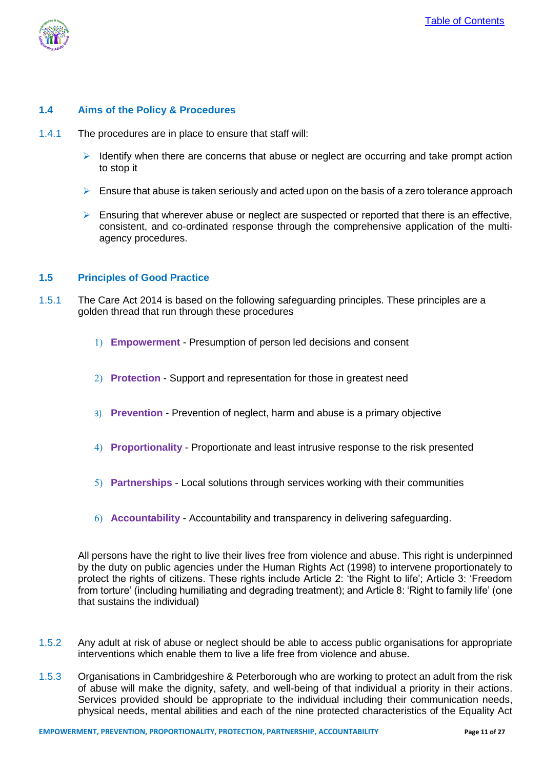## 1.4 Aims of the Policy & Procedures

1.4.1 The procedures are in place to ensure that staff will:

- Identify when there are concerns that abuse or neglect are occurring and take prompt action to stop it
- Ensure that abuse is taken seriously and acted upon on the basis of a zero tolerance approach
- Ensuring that wherever abuse or neglect are suspected or reported that there is an effective, consistent, and co-ordinated response through the comprehensive application of the multi-agency procedures.

## 1.5 Principles of Good Practice

1.5.1 The Care Act 2014 is based on the following safeguarding principles. These principles are a golden thread that run through these procedures

1) **Empowerment** - Presumption of person led decisions and consent
2) **Protection** - Support and representation for those in greatest need
3) **Prevention** - Prevention of neglect, harm and abuse is a primary objective
4) **Proportionality** - Proportionate and least intrusive response to the risk presented
5) **Partnerships** - Local solutions through services working with their communities
6) **Accountability** - Accountability and transparency in delivering safeguarding.

All persons have the right to live their lives free from violence and abuse. This right is underpinned by the duty on public agencies under the Human Rights Act (1998) to intervene proportionately to protect the rights of citizens. These rights include Article 2: 'the Right to life'; Article 3: 'Freedom from torture' (including humiliating and degrading treatment); and Article 8: 'Right to family life' (one that sustains the individual)

1.5.2 Any adult at risk of abuse or neglect should be able to access public organisations for appropriate interventions which enable them to live a life free from violence and abuse.

1.5.3 Organisations in Cambridgeshire & Peterborough who are working to protect an adult from the risk of abuse will make the dignity, safety, and well-being of that individual a priority in their actions. Services provided should be appropriate to the individual including their communication needs, physical needs, mental abilities and each of the nine protected characteristics of the Equality Act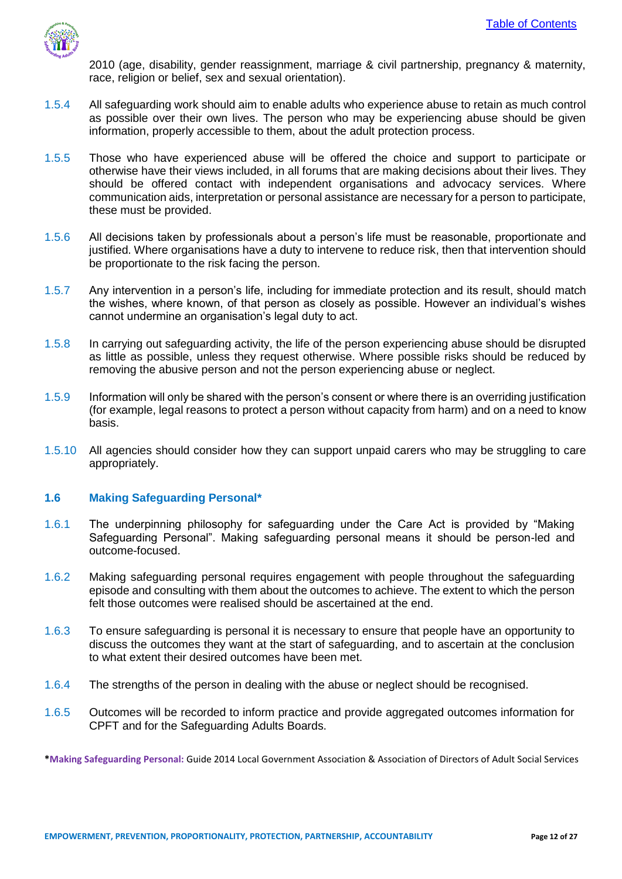2010 (age, disability, gender reassignment, marriage & civil partnership, pregnancy & maternity, race, religion or belief, sex and sexual orientation).

1.5.4 All safeguarding work should aim to enable adults who experience abuse to retain as much control as possible over their own lives. The person who may be experiencing abuse should be given information, properly accessible to them, about the adult protection process.

1.5.5 Those who have experienced abuse will be offered the choice and support to participate or otherwise have their views included, in all forums that are making decisions about their lives. They should be offered contact with independent organisations and advocacy services. Where communication aids, interpretation or personal assistance are necessary for a person to participate, these must be provided.

1.5.6 All decisions taken by professionals about a person's life must be reasonable, proportionate and justified. Where organisations have a duty to intervene to reduce risk, then that intervention should be proportionate to the risk facing the person.

1.5.7 Any intervention in a person's life, including for immediate protection and its result, should match the wishes, where known, of that person as closely as possible. However an individual's wishes cannot undermine an organisation's legal duty to act.

1.5.8 In carrying out safeguarding activity, the life of the person experiencing abuse should be disrupted as little as possible, unless they request otherwise. Where possible risks should be reduced by removing the abusive person and not the person experiencing abuse or neglect.

1.5.9 Information will only be shared with the person's consent or where there is an overriding justification (for example, legal reasons to protect a person without capacity from harm) and on a need to know basis.

1.5.10 All agencies should consider how they can support unpaid carers who may be struggling to care appropriately.

### 1.6 Making Safeguarding Personal*

1.6.1 The underpinning philosophy for safeguarding under the Care Act is provided by "Making Safeguarding Personal". Making safeguarding personal means it should be person-led and outcome-focused.

1.6.2 Making safeguarding personal requires engagement with people throughout the safeguarding episode and consulting with them about the outcomes to achieve. The extent to which the person felt those outcomes were realised should be ascertained at the end.

1.6.3 To ensure safeguarding is personal it is necessary to ensure that people have an opportunity to discuss the outcomes they want at the start of safeguarding, and to ascertain at the conclusion to what extent their desired outcomes have been met.

1.6.4 The strengths of the person in dealing with the abuse or neglect should be recognised.

1.6.5 Outcomes will be recorded to inform practice and provide aggregated outcomes information for CPFT and for the Safeguarding Adults Boards.

***Making Safeguarding Personal:** Guide 2014 Local Government Association & Association of Directors of Adult Social Services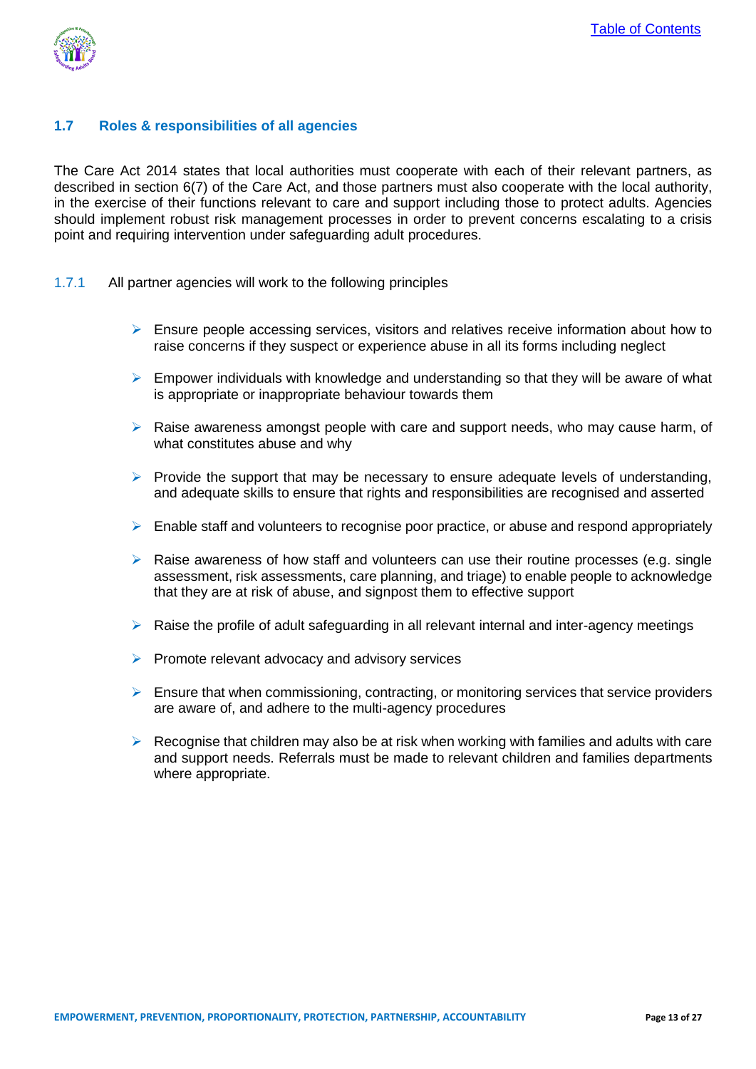## 1.7 Roles & responsibilities of all agencies

The Care Act 2014 states that local authorities must cooperate with each of their relevant partners, as described in section 6(7) of the Care Act, and those partners must also cooperate with the local authority, in the exercise of their functions relevant to care and support including those to protect adults. Agencies should implement robust risk management processes in order to prevent concerns escalating to a crisis point and requiring intervention under safeguarding adult procedures.

1.7.1 All partner agencies will work to the following principles

- Ensure people accessing services, visitors and relatives receive information about how to raise concerns if they suspect or experience abuse in all its forms including neglect
- Empower individuals with knowledge and understanding so that they will be aware of what is appropriate or inappropriate behaviour towards them
- Raise awareness amongst people with care and support needs, who may cause harm, of what constitutes abuse and why
- Provide the support that may be necessary to ensure adequate levels of understanding, and adequate skills to ensure that rights and responsibilities are recognised and asserted
- Enable staff and volunteers to recognise poor practice, or abuse and respond appropriately
- Raise awareness of how staff and volunteers can use their routine processes (e.g. single assessment, risk assessments, care planning, and triage) to enable people to acknowledge that they are at risk of abuse, and signpost them to effective support
- Raise the profile of adult safeguarding in all relevant internal and inter-agency meetings
- Promote relevant advocacy and advisory services
- Ensure that when commissioning, contracting, or monitoring services that service providers are aware of, and adhere to the multi-agency procedures
- Recognise that children may also be at risk when working with families and adults with care and support needs. Referrals must be made to relevant children and families departments where appropriate.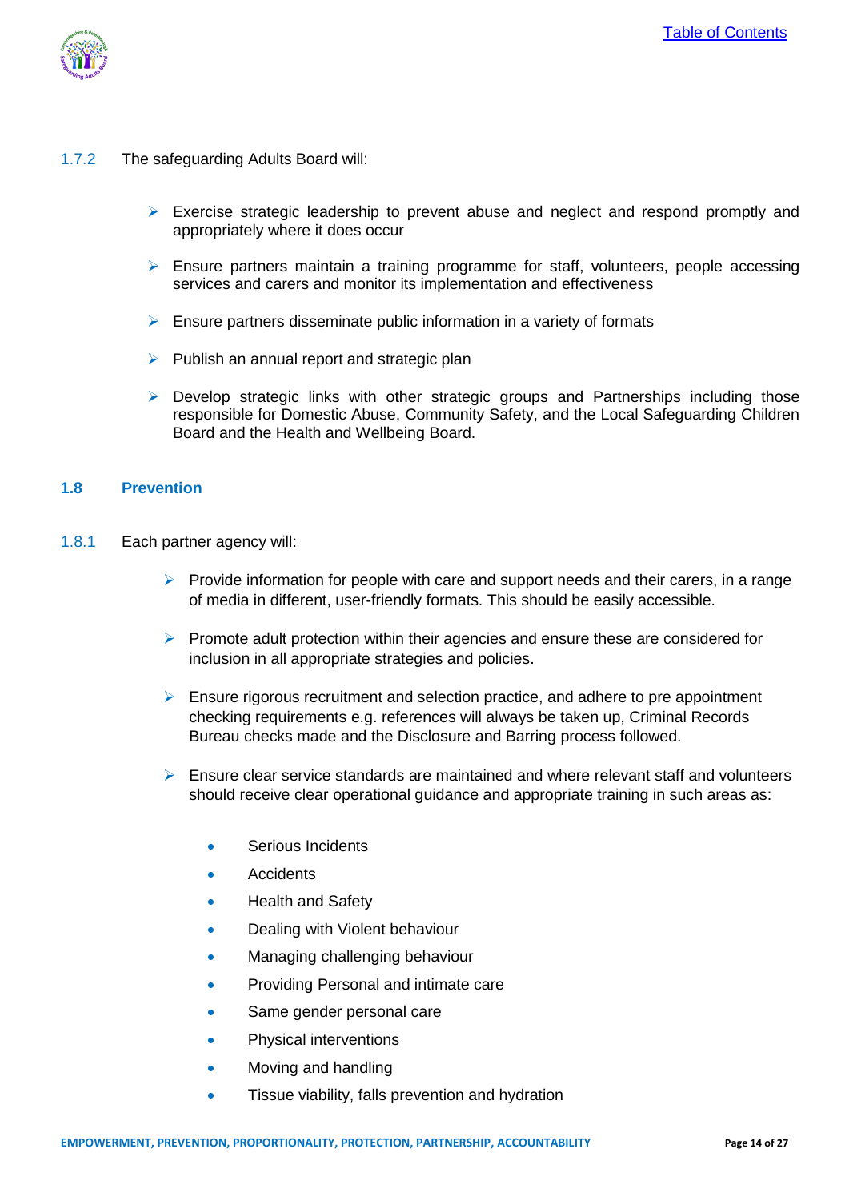1.7.2 The safeguarding Adults Board will:

- Exercise strategic leadership to prevent abuse and neglect and respond promptly and appropriately where it does occur
- Ensure partners maintain a training programme for staff, volunteers, people accessing services and carers and monitor its implementation and effectiveness
- Ensure partners disseminate public information in a variety of formats
- Publish an annual report and strategic plan
- Develop strategic links with other strategic groups and Partnerships including those responsible for Domestic Abuse, Community Safety, and the Local Safeguarding Children Board and the Health and Wellbeing Board.

## 1.8 Prevention

1.8.1 Each partner agency will:

- Provide information for people with care and support needs and their carers, in a range of media in different, user-friendly formats. This should be easily accessible.
- Promote adult protection within their agencies and ensure these are considered for inclusion in all appropriate strategies and policies.
- Ensure rigorous recruitment and selection practice, and adhere to pre appointment checking requirements e.g. references will always be taken up, Criminal Records Bureau checks made and the Disclosure and Barring process followed.
- Ensure clear service standards are maintained and where relevant staff and volunteers should receive clear operational guidance and appropriate training in such areas as:
  - Serious Incidents
  - Accidents
  - Health and Safety
  - Dealing with Violent behaviour
  - Managing challenging behaviour
  - Providing Personal and intimate care
  - Same gender personal care
  - Physical interventions
  - Moving and handling
  - Tissue viability, falls prevention and hydration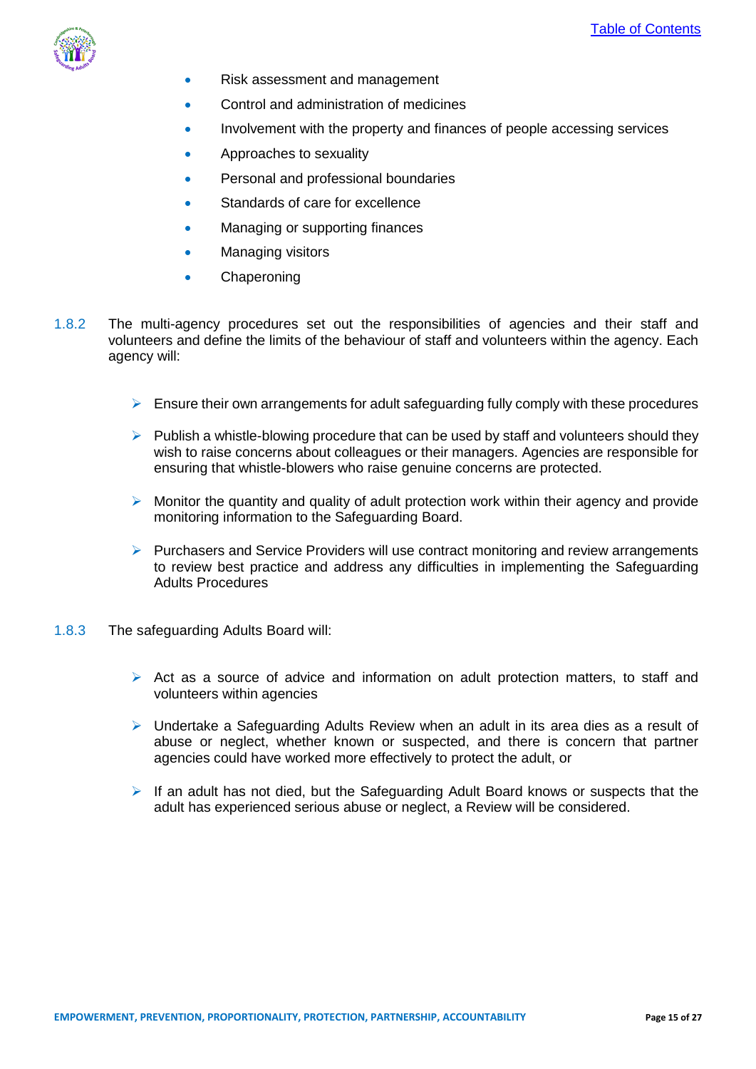- Risk assessment and management
- Control and administration of medicines
- Involvement with the property and finances of people accessing services
- Approaches to sexuality
- Personal and professional boundaries
- Standards of care for excellence
- Managing or supporting finances
- Managing visitors
- Chaperoning

1.8.2 The multi-agency procedures set out the responsibilities of agencies and their staff and volunteers and define the limits of the behaviour of staff and volunteers within the agency. Each agency will:

- Ensure their own arrangements for adult safeguarding fully comply with these procedures
- Publish a whistle-blowing procedure that can be used by staff and volunteers should they wish to raise concerns about colleagues or their managers. Agencies are responsible for ensuring that whistle-blowers who raise genuine concerns are protected.
- Monitor the quantity and quality of adult protection work within their agency and provide monitoring information to the Safeguarding Board.
- Purchasers and Service Providers will use contract monitoring and review arrangements to review best practice and address any difficulties in implementing the Safeguarding Adults Procedures

1.8.3 The safeguarding Adults Board will:

- Act as a source of advice and information on adult protection matters, to staff and volunteers within agencies
- Undertake a Safeguarding Adults Review when an adult in its area dies as a result of abuse or neglect, whether known or suspected, and there is concern that partner agencies could have worked more effectively to protect the adult, or
- If an adult has not died, but the Safeguarding Adult Board knows or suspects that the adult has experienced serious abuse or neglect, a Review will be considered.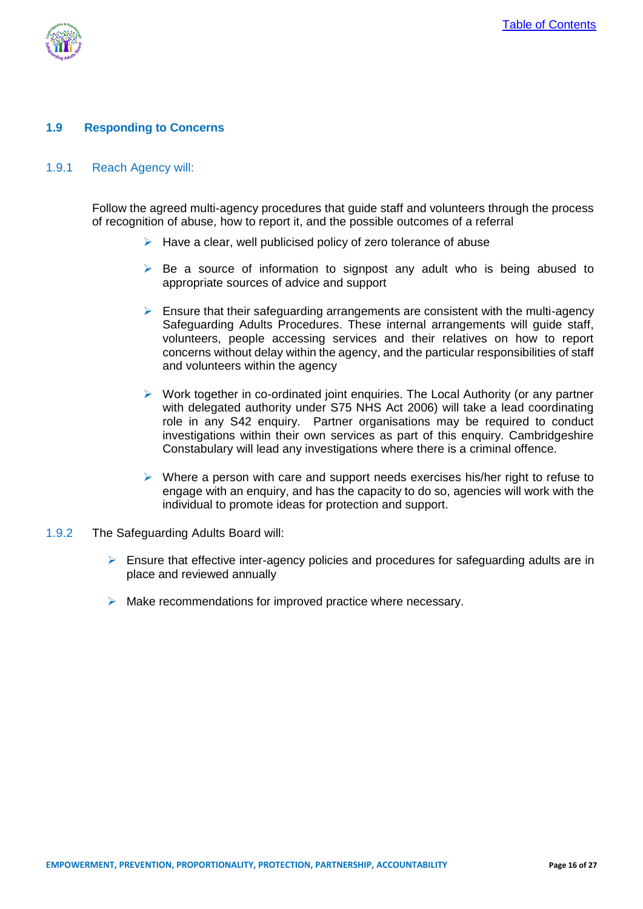## 1.9 Responding to Concerns

### 1.9.1 Reach Agency will:

Follow the agreed multi-agency procedures that guide staff and volunteers through the process of recognition of abuse, how to report it, and the possible outcomes of a referral

- Have a clear, well publicised policy of zero tolerance of abuse
- Be a source of information to signpost any adult who is being abused to appropriate sources of advice and support
- Ensure that their safeguarding arrangements are consistent with the multi-agency Safeguarding Adults Procedures. These internal arrangements will guide staff, volunteers, people accessing services and their relatives on how to report concerns without delay within the agency, and the particular responsibilities of staff and volunteers within the agency
- Work together in co-ordinated joint enquiries. The Local Authority (or any partner with delegated authority under S75 NHS Act 2006) will take a lead coordinating role in any S42 enquiry. Partner organisations may be required to conduct investigations within their own services as part of this enquiry. Cambridgeshire Constabulary will lead any investigations where there is a criminal offence.
- Where a person with care and support needs exercises his/her right to refuse to engage with an enquiry, and has the capacity to do so, agencies will work with the individual to promote ideas for protection and support.

### 1.9.2 The Safeguarding Adults Board will:

- Ensure that effective inter-agency policies and procedures for safeguarding adults are in place and reviewed annually
- Make recommendations for improved practice where necessary.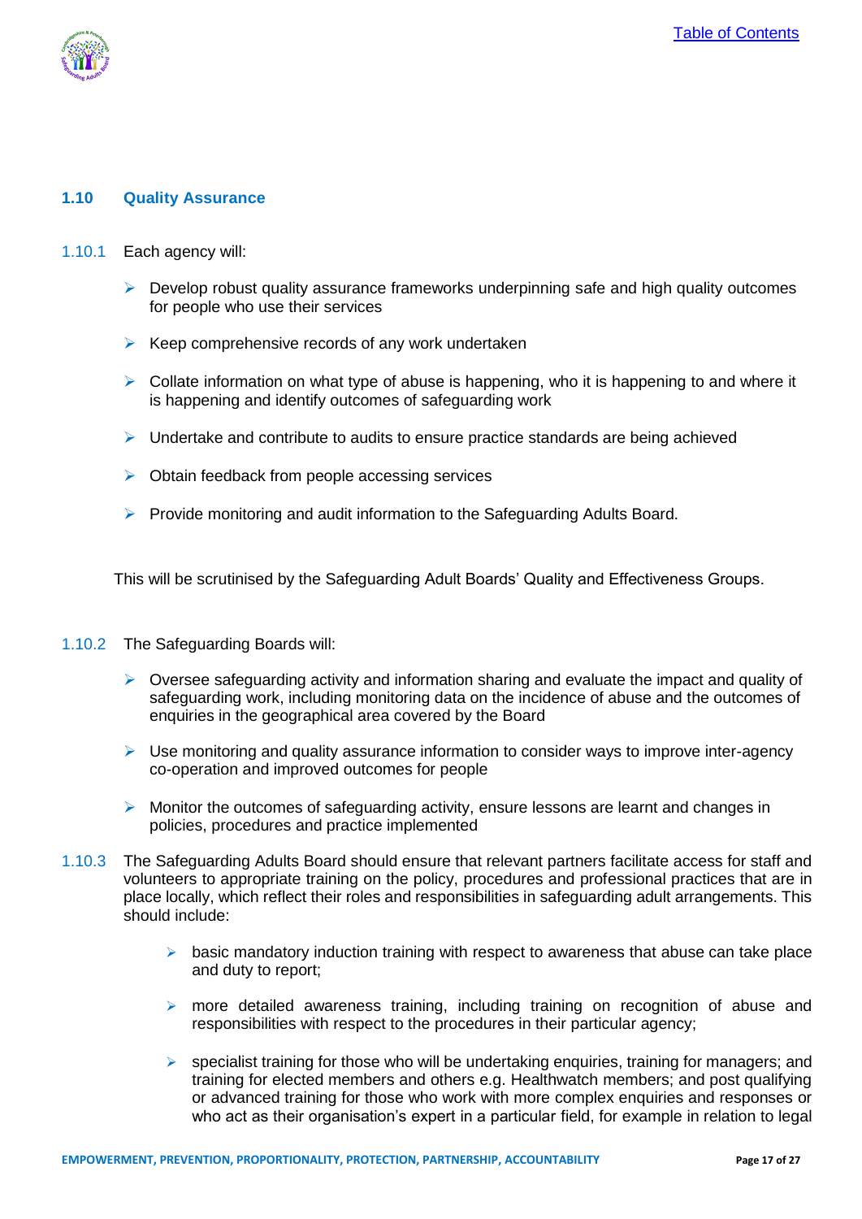## 1.10 Quality Assurance

1.10.1 Each agency will:

- Develop robust quality assurance frameworks underpinning safe and high quality outcomes for people who use their services
- Keep comprehensive records of any work undertaken
- Collate information on what type of abuse is happening, who it is happening to and where it is happening and identify outcomes of safeguarding work
- Undertake and contribute to audits to ensure practice standards are being achieved
- Obtain feedback from people accessing services
- Provide monitoring and audit information to the Safeguarding Adults Board.

This will be scrutinised by the Safeguarding Adult Boards' Quality and Effectiveness Groups.

1.10.2 The Safeguarding Boards will:

- Oversee safeguarding activity and information sharing and evaluate the impact and quality of safeguarding work, including monitoring data on the incidence of abuse and the outcomes of enquiries in the geographical area covered by the Board
- Use monitoring and quality assurance information to consider ways to improve inter-agency co-operation and improved outcomes for people
- Monitor the outcomes of safeguarding activity, ensure lessons are learnt and changes in policies, procedures and practice implemented

1.10.3 The Safeguarding Adults Board should ensure that relevant partners facilitate access for staff and volunteers to appropriate training on the policy, procedures and professional practices that are in place locally, which reflect their roles and responsibilities in safeguarding adult arrangements. This should include:

- basic mandatory induction training with respect to awareness that abuse can take place and duty to report;
- more detailed awareness training, including training on recognition of abuse and responsibilities with respect to the procedures in their particular agency;
- specialist training for those who will be undertaking enquiries, training for managers; and training for elected members and others e.g. Healthwatch members; and post qualifying or advanced training for those who work with more complex enquiries and responses or who act as their organisation's expert in a particular field, for example in relation to legal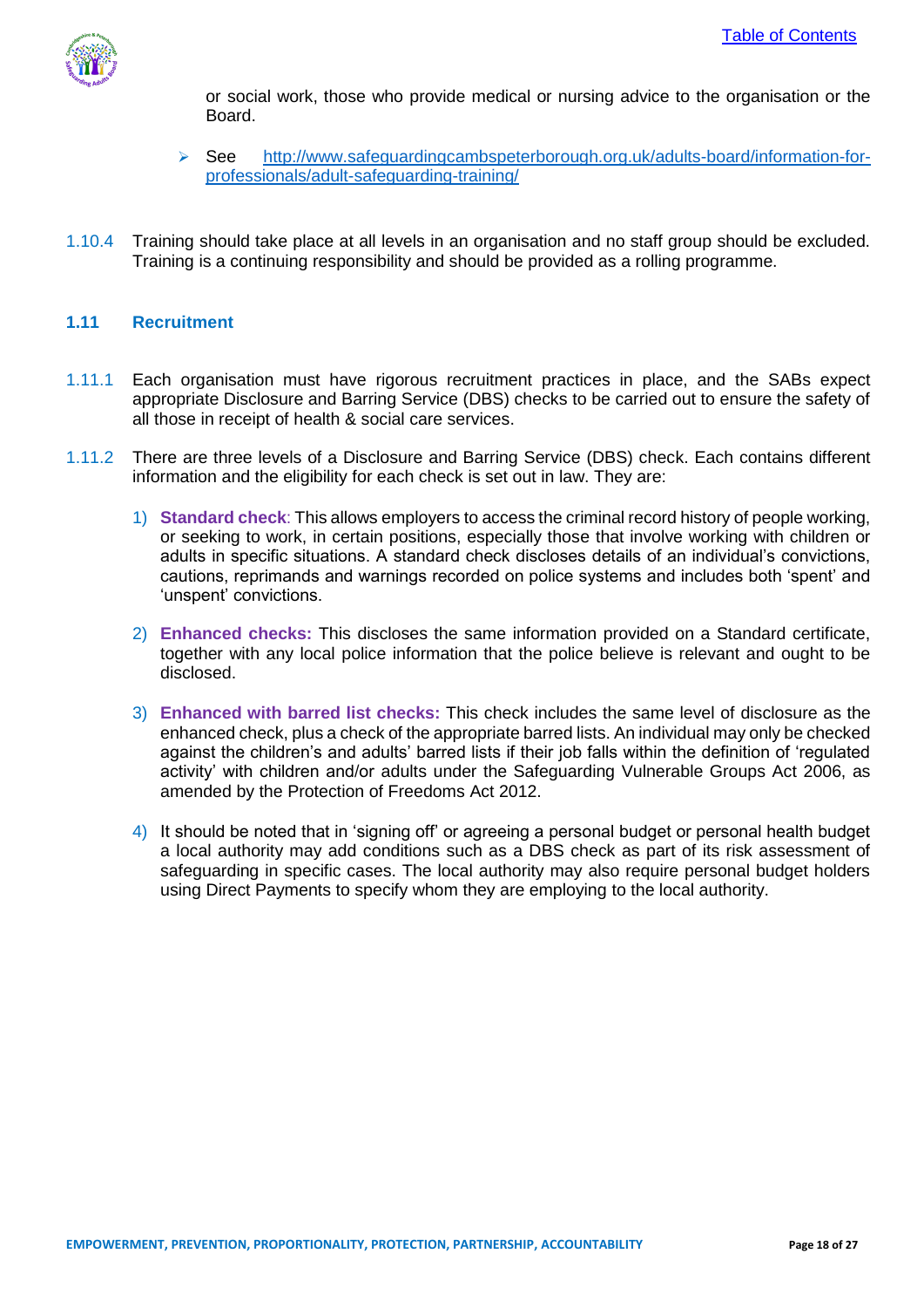or social work, those who provide medical or nursing advice to the organisation or the Board.

- See http://www.safeguardingcambspeterborough.org.uk/adults-board/information-for-professionals/adult-safeguarding-training/

1.10.4 Training should take place at all levels in an organisation and no staff group should be excluded. Training is a continuing responsibility and should be provided as a rolling programme.

### 1.11 Recruitment

1.11.1 Each organisation must have rigorous recruitment practices in place, and the SABs expect appropriate Disclosure and Barring Service (DBS) checks to be carried out to ensure the safety of all those in receipt of health & social care services.

1.11.2 There are three levels of a Disclosure and Barring Service (DBS) check. Each contains different information and the eligibility for each check is set out in law. They are:

1) **Standard check**: This allows employers to access the criminal record history of people working, or seeking to work, in certain positions, especially those that involve working with children or adults in specific situations. A standard check discloses details of an individual's convictions, cautions, reprimands and warnings recorded on police systems and includes both 'spent' and 'unspent' convictions.

2) **Enhanced checks:** This discloses the same information provided on a Standard certificate, together with any local police information that the police believe is relevant and ought to be disclosed.

3) **Enhanced with barred list checks:** This check includes the same level of disclosure as the enhanced check, plus a check of the appropriate barred lists. An individual may only be checked against the children's and adults' barred lists if their job falls within the definition of 'regulated activity' with children and/or adults under the Safeguarding Vulnerable Groups Act 2006, as amended by the Protection of Freedoms Act 2012.

4) It should be noted that in 'signing off' or agreeing a personal budget or personal health budget a local authority may add conditions such as a DBS check as part of its risk assessment of safeguarding in specific cases. The local authority may also require personal budget holders using Direct Payments to specify whom they are employing to the local authority.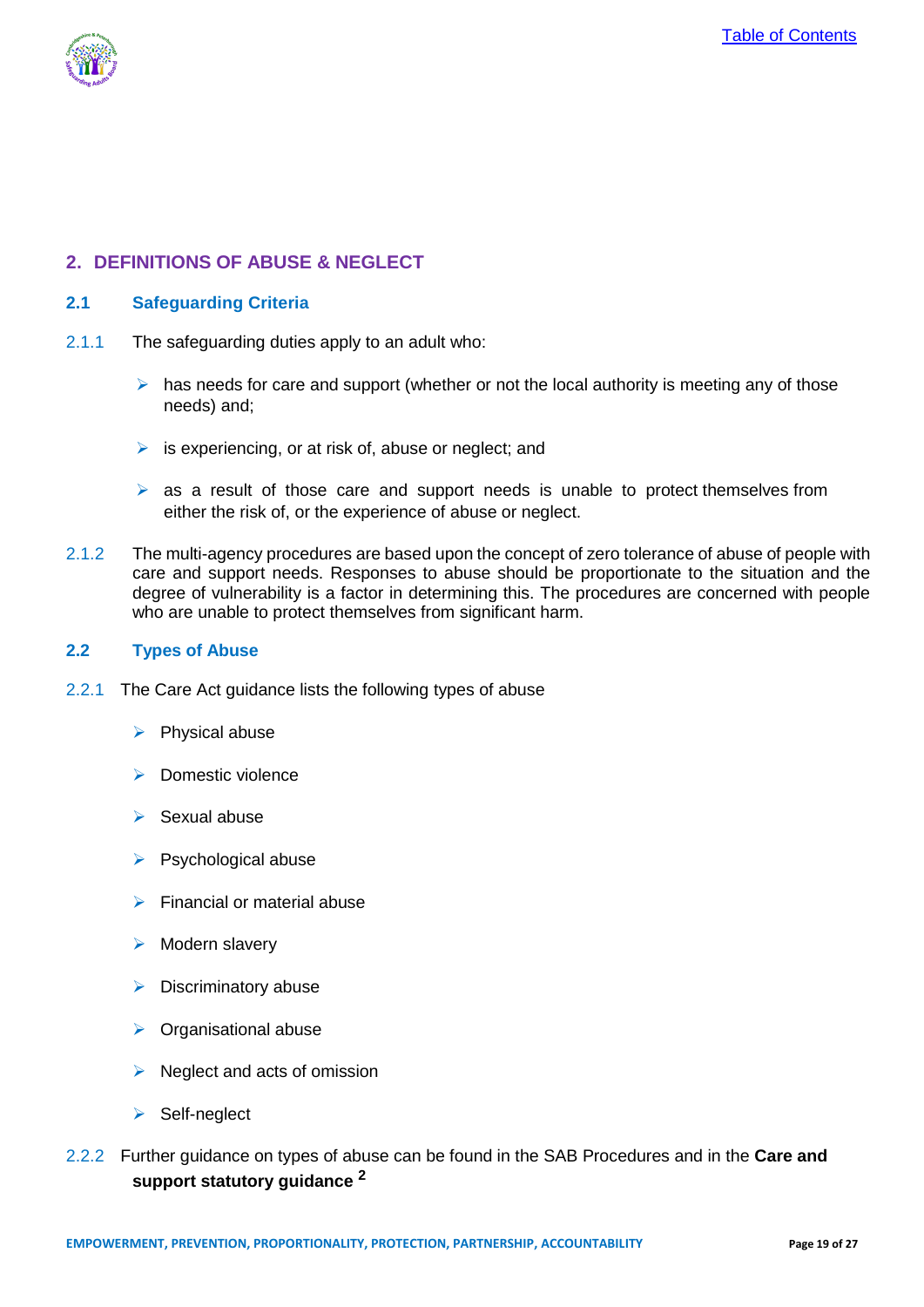## 2. DEFINITIONS OF ABUSE & NEGLECT

### 2.1 Safeguarding Criteria

2.1.1 The safeguarding duties apply to an adult who:

- has needs for care and support (whether or not the local authority is meeting any of those needs) and;
- is experiencing, or at risk of, abuse or neglect; and
- as a result of those care and support needs is unable to protect themselves from either the risk of, or the experience of abuse or neglect.

2.1.2 The multi-agency procedures are based upon the concept of zero tolerance of abuse of people with care and support needs. Responses to abuse should be proportionate to the situation and the degree of vulnerability is a factor in determining this. The procedures are concerned with people who are unable to protect themselves from significant harm.

### 2.2 Types of Abuse

2.2.1 The Care Act guidance lists the following types of abuse

- Physical abuse
- Domestic violence
- Sexual abuse
- Psychological abuse
- Financial or material abuse
- Modern slavery
- Discriminatory abuse
- Organisational abuse
- Neglect and acts of omission
- Self-neglect

2.2.2 Further guidance on types of abuse can be found in the SAB Procedures and in the **Care and support statutory guidance** [2]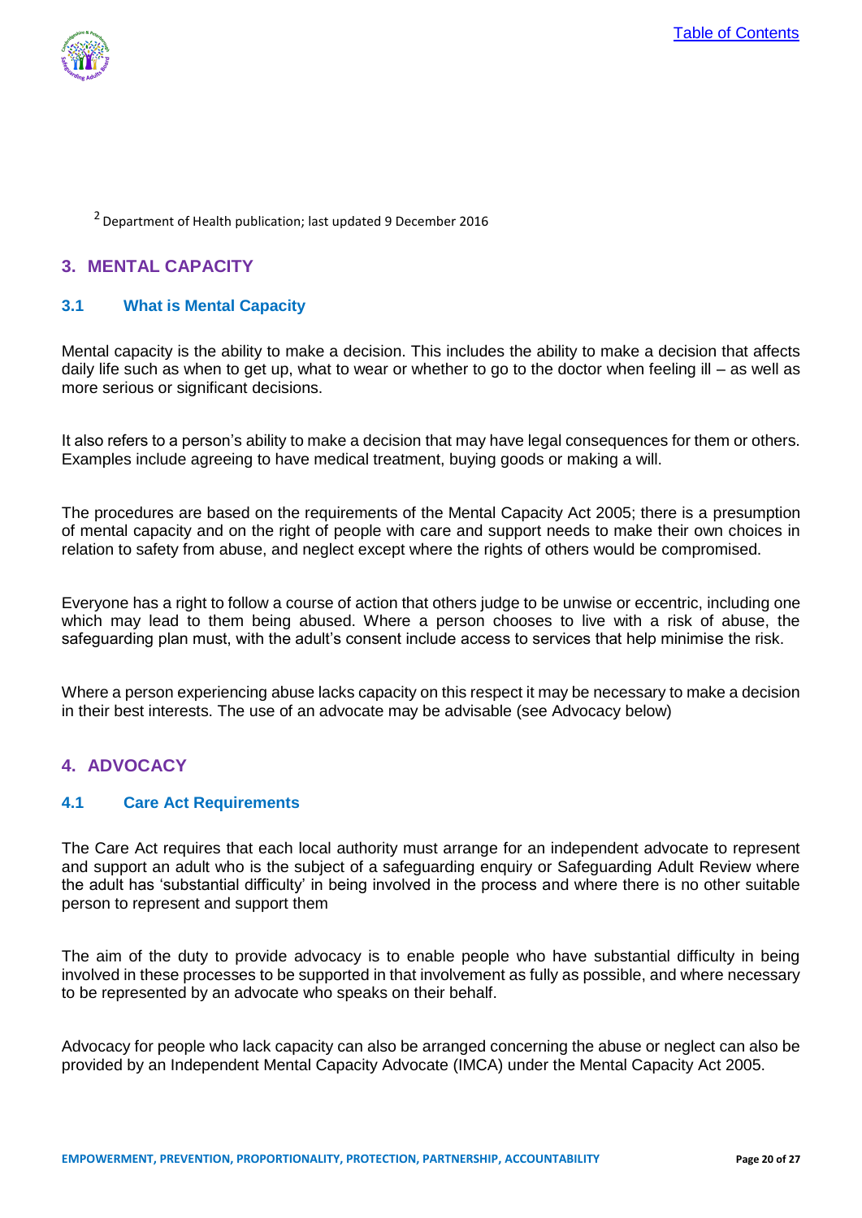[2] Department of Health publication; last updated 9 December 2016

## 3. MENTAL CAPACITY

### 3.1 What is Mental Capacity

Mental capacity is the ability to make a decision. This includes the ability to make a decision that affects daily life such as when to get up, what to wear or whether to go to the doctor when feeling ill – as well as more serious or significant decisions.

It also refers to a person's ability to make a decision that may have legal consequences for them or others. Examples include agreeing to have medical treatment, buying goods or making a will.

The procedures are based on the requirements of the Mental Capacity Act 2005; there is a presumption of mental capacity and on the right of people with care and support needs to make their own choices in relation to safety from abuse, and neglect except where the rights of others would be compromised.

Everyone has a right to follow a course of action that others judge to be unwise or eccentric, including one which may lead to them being abused. Where a person chooses to live with a risk of abuse, the safeguarding plan must, with the adult's consent include access to services that help minimise the risk.

Where a person experiencing abuse lacks capacity on this respect it may be necessary to make a decision in their best interests. The use of an advocate may be advisable (see Advocacy below)

## 4. ADVOCACY

### 4.1 Care Act Requirements

The Care Act requires that each local authority must arrange for an independent advocate to represent and support an adult who is the subject of a safeguarding enquiry or Safeguarding Adult Review where the adult has 'substantial difficulty' in being involved in the process and where there is no other suitable person to represent and support them

The aim of the duty to provide advocacy is to enable people who have substantial difficulty in being involved in these processes to be supported in that involvement as fully as possible, and where necessary to be represented by an advocate who speaks on their behalf.

Advocacy for people who lack capacity can also be arranged concerning the abuse or neglect can also be provided by an Independent Mental Capacity Advocate (IMCA) under the Mental Capacity Act 2005.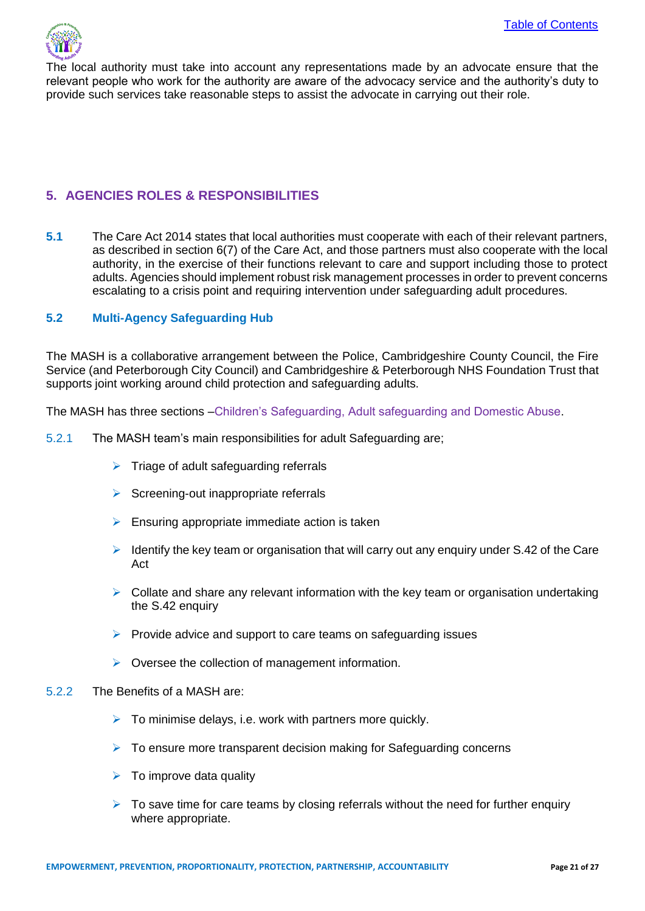The local authority must take into account any representations made by an advocate ensure that the relevant people who work for the authority are aware of the advocacy service and the authority's duty to provide such services take reasonable steps to assist the advocate in carrying out their role.

## 5. AGENCIES ROLES & RESPONSIBILITIES

**5.1** The Care Act 2014 states that local authorities must cooperate with each of their relevant partners, as described in section 6(7) of the Care Act, and those partners must also cooperate with the local authority, in the exercise of their functions relevant to care and support including those to protect adults. Agencies should implement robust risk management processes in order to prevent concerns escalating to a crisis point and requiring intervention under safeguarding adult procedures.

### 5.2 Multi-Agency Safeguarding Hub

The MASH is a collaborative arrangement between the Police, Cambridgeshire County Council, the Fire Service (and Peterborough City Council) and Cambridgeshire & Peterborough NHS Foundation Trust that supports joint working around child protection and safeguarding adults.

The MASH has three sections –Children's Safeguarding, Adult safeguarding and Domestic Abuse.

5.2.1 The MASH team's main responsibilities for adult Safeguarding are;

- Triage of adult safeguarding referrals
- Screening-out inappropriate referrals
- Ensuring appropriate immediate action is taken
- Identify the key team or organisation that will carry out any enquiry under S.42 of the Care Act
- Collate and share any relevant information with the key team or organisation undertaking the S.42 enquiry
- Provide advice and support to care teams on safeguarding issues
- Oversee the collection of management information.

5.2.2 The Benefits of a MASH are:

- To minimise delays, i.e. work with partners more quickly.
- To ensure more transparent decision making for Safeguarding concerns
- To improve data quality
- To save time for care teams by closing referrals without the need for further enquiry where appropriate.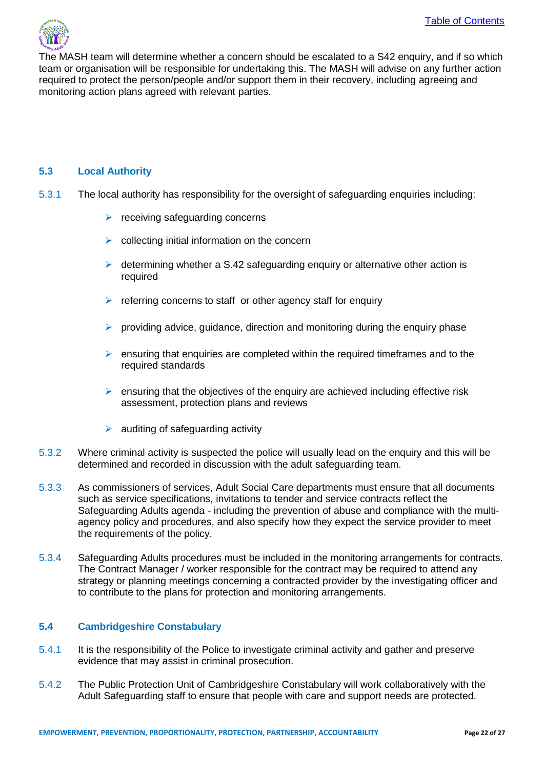The MASH team will determine whether a concern should be escalated to a S42 enquiry, and if so which team or organisation will be responsible for undertaking this. The MASH will advise on any further action required to protect the person/people and/or support them in their recovery, including agreeing and monitoring action plans agreed with relevant parties.

### 5.3 Local Authority

5.3.1 The local authority has responsibility for the oversight of safeguarding enquiries including:

- receiving safeguarding concerns
- collecting initial information on the concern
- determining whether a S.42 safeguarding enquiry or alternative other action is required
- referring concerns to staff or other agency staff for enquiry
- providing advice, guidance, direction and monitoring during the enquiry phase
- ensuring that enquiries are completed within the required timeframes and to the required standards
- ensuring that the objectives of the enquiry are achieved including effective risk assessment, protection plans and reviews
- auditing of safeguarding activity

5.3.2 Where criminal activity is suspected the police will usually lead on the enquiry and this will be determined and recorded in discussion with the adult safeguarding team.

5.3.3 As commissioners of services, Adult Social Care departments must ensure that all documents such as service specifications, invitations to tender and service contracts reflect the Safeguarding Adults agenda - including the prevention of abuse and compliance with the multi-agency policy and procedures, and also specify how they expect the service provider to meet the requirements of the policy.

5.3.4 Safeguarding Adults procedures must be included in the monitoring arrangements for contracts. The Contract Manager / worker responsible for the contract may be required to attend any strategy or planning meetings concerning a contracted provider by the investigating officer and to contribute to the plans for protection and monitoring arrangements.

### 5.4 Cambridgeshire Constabulary

5.4.1 It is the responsibility of the Police to investigate criminal activity and gather and preserve evidence that may assist in criminal prosecution.

5.4.2 The Public Protection Unit of Cambridgeshire Constabulary will work collaboratively with the Adult Safeguarding staff to ensure that people with care and support needs are protected.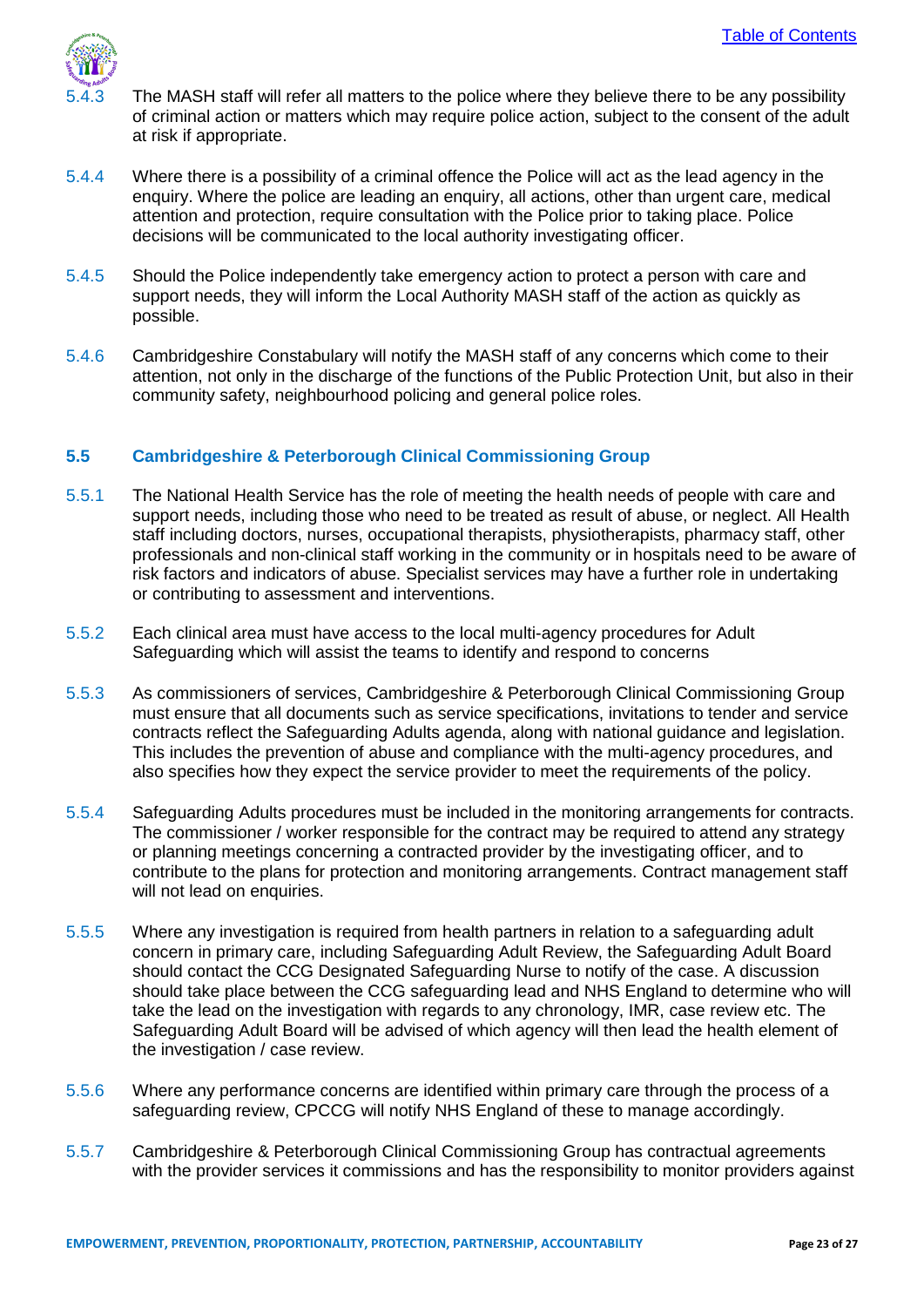5.4.3 The MASH staff will refer all matters to the police where they believe there to be any possibility of criminal action or matters which may require police action, subject to the consent of the adult at risk if appropriate.

5.4.4 Where there is a possibility of a criminal offence the Police will act as the lead agency in the enquiry. Where the police are leading an enquiry, all actions, other than urgent care, medical attention and protection, require consultation with the Police prior to taking place. Police decisions will be communicated to the local authority investigating officer.

5.4.5 Should the Police independently take emergency action to protect a person with care and support needs, they will inform the Local Authority MASH staff of the action as quickly as possible.

5.4.6 Cambridgeshire Constabulary will notify the MASH staff of any concerns which come to their attention, not only in the discharge of the functions of the Public Protection Unit, but also in their community safety, neighbourhood policing and general police roles.

### 5.5 Cambridgeshire & Peterborough Clinical Commissioning Group

5.5.1 The National Health Service has the role of meeting the health needs of people with care and support needs, including those who need to be treated as result of abuse, or neglect. All Health staff including doctors, nurses, occupational therapists, physiotherapists, pharmacy staff, other professionals and non-clinical staff working in the community or in hospitals need to be aware of risk factors and indicators of abuse. Specialist services may have a further role in undertaking or contributing to assessment and interventions.

5.5.2 Each clinical area must have access to the local multi-agency procedures for Adult Safeguarding which will assist the teams to identify and respond to concerns

5.5.3 As commissioners of services, Cambridgeshire & Peterborough Clinical Commissioning Group must ensure that all documents such as service specifications, invitations to tender and service contracts reflect the Safeguarding Adults agenda, along with national guidance and legislation. This includes the prevention of abuse and compliance with the multi-agency procedures, and also specifies how they expect the service provider to meet the requirements of the policy.

5.5.4 Safeguarding Adults procedures must be included in the monitoring arrangements for contracts. The commissioner / worker responsible for the contract may be required to attend any strategy or planning meetings concerning a contracted provider by the investigating officer, and to contribute to the plans for protection and monitoring arrangements. Contract management staff will not lead on enquiries.

5.5.5 Where any investigation is required from health partners in relation to a safeguarding adult concern in primary care, including Safeguarding Adult Review, the Safeguarding Adult Board should contact the CCG Designated Safeguarding Nurse to notify of the case. A discussion should take place between the CCG safeguarding lead and NHS England to determine who will take the lead on the investigation with regards to any chronology, IMR, case review etc. The Safeguarding Adult Board will be advised of which agency will then lead the health element of the investigation / case review.

5.5.6 Where any performance concerns are identified within primary care through the process of a safeguarding review, CPCCG will notify NHS England of these to manage accordingly.

5.5.7 Cambridgeshire & Peterborough Clinical Commissioning Group has contractual agreements with the provider services it commissions and has the responsibility to monitor providers against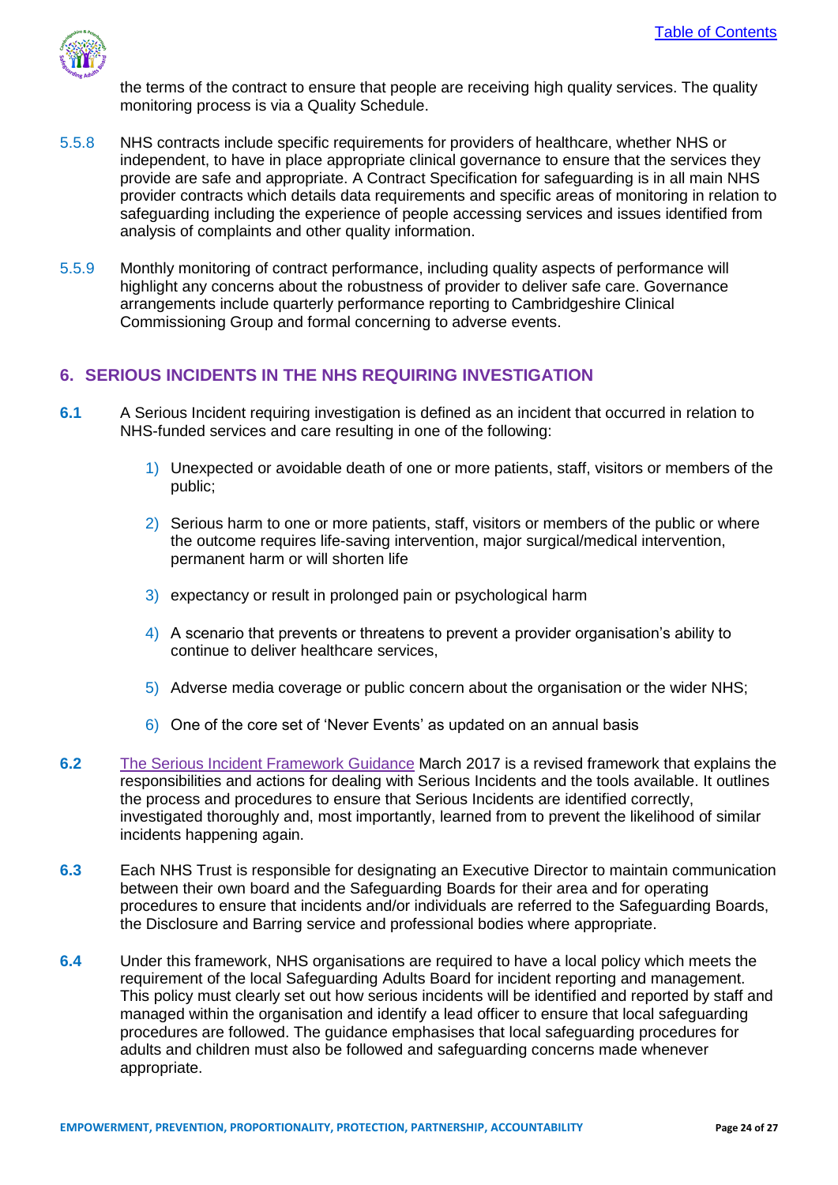the terms of the contract to ensure that people are receiving high quality services. The quality monitoring process is via a Quality Schedule.

5.5.8 NHS contracts include specific requirements for providers of healthcare, whether NHS or independent, to have in place appropriate clinical governance to ensure that the services they provide are safe and appropriate. A Contract Specification for safeguarding is in all main NHS provider contracts which details data requirements and specific areas of monitoring in relation to safeguarding including the experience of people accessing services and issues identified from analysis of complaints and other quality information.

5.5.9 Monthly monitoring of contract performance, including quality aspects of performance will highlight any concerns about the robustness of provider to deliver safe care. Governance arrangements include quarterly performance reporting to Cambridgeshire Clinical Commissioning Group and formal concerning to adverse events.

## 6. SERIOUS INCIDENTS IN THE NHS REQUIRING INVESTIGATION

**6.1** A Serious Incident requiring investigation is defined as an incident that occurred in relation to NHS-funded services and care resulting in one of the following:

1) Unexpected or avoidable death of one or more patients, staff, visitors or members of the public;
2) Serious harm to one or more patients, staff, visitors or members of the public or where the outcome requires life-saving intervention, major surgical/medical intervention, permanent harm or will shorten life
3) expectancy or result in prolonged pain or psychological harm
4) A scenario that prevents or threatens to prevent a provider organisation's ability to continue to deliver healthcare services,
5) Adverse media coverage or public concern about the organisation or the wider NHS;
6) One of the core set of 'Never Events' as updated on an annual basis

**6.2** The Serious Incident Framework Guidance March 2017 is a revised framework that explains the responsibilities and actions for dealing with Serious Incidents and the tools available. It outlines the process and procedures to ensure that Serious Incidents are identified correctly, investigated thoroughly and, most importantly, learned from to prevent the likelihood of similar incidents happening again.

**6.3** Each NHS Trust is responsible for designating an Executive Director to maintain communication between their own board and the Safeguarding Boards for their area and for operating procedures to ensure that incidents and/or individuals are referred to the Safeguarding Boards, the Disclosure and Barring service and professional bodies where appropriate.

**6.4** Under this framework, NHS organisations are required to have a local policy which meets the requirement of the local Safeguarding Adults Board for incident reporting and management. This policy must clearly set out how serious incidents will be identified and reported by staff and managed within the organisation and identify a lead officer to ensure that local safeguarding procedures are followed. The guidance emphasises that local safeguarding procedures for adults and children must also be followed and safeguarding concerns made whenever appropriate.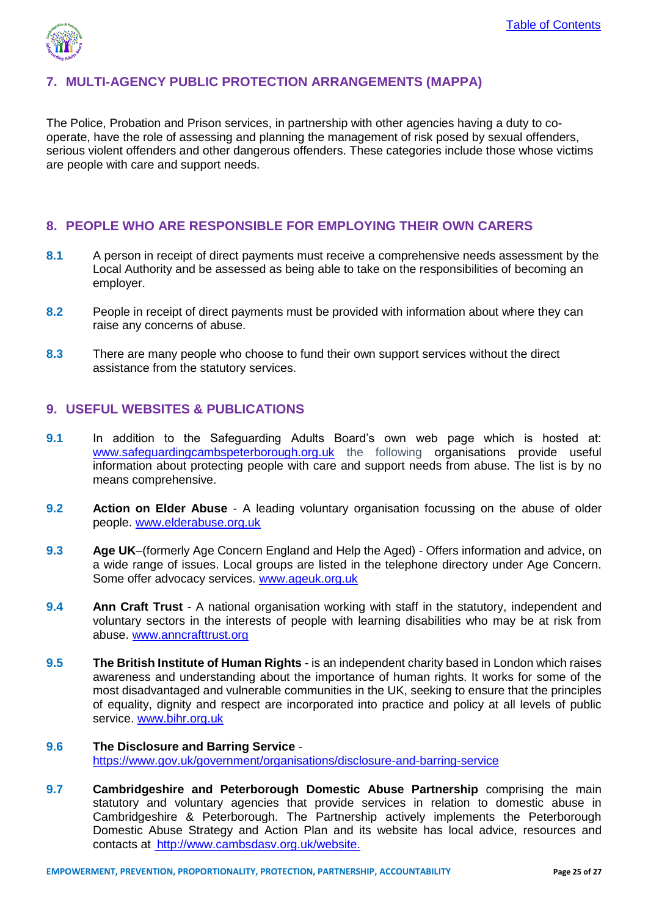## 7. MULTI-AGENCY PUBLIC PROTECTION ARRANGEMENTS (MAPPA)

The Police, Probation and Prison services, in partnership with other agencies having a duty to co-operate, have the role of assessing and planning the management of risk posed by sexual offenders, serious violent offenders and other dangerous offenders. These categories include those whose victims are people with care and support needs.

## 8. PEOPLE WHO ARE RESPONSIBLE FOR EMPLOYING THEIR OWN CARERS

**8.1** A person in receipt of direct payments must receive a comprehensive needs assessment by the Local Authority and be assessed as being able to take on the responsibilities of becoming an employer.

**8.2** People in receipt of direct payments must be provided with information about where they can raise any concerns of abuse.

**8.3** There are many people who choose to fund their own support services without the direct assistance from the statutory services.

## 9. USEFUL WEBSITES & PUBLICATIONS

**9.1** In addition to the Safeguarding Adults Board's own web page which is hosted at: www.safeguardingcambspeterborough.org.uk the following organisations provide useful information about protecting people with care and support needs from abuse. The list is by no means comprehensive.

**9.2** **Action on Elder Abuse** - A leading voluntary organisation focussing on the abuse of older people. www.elderabuse.org.uk

**9.3** **Age UK**–(formerly Age Concern England and Help the Aged) - Offers information and advice, on a wide range of issues. Local groups are listed in the telephone directory under Age Concern. Some offer advocacy services. www.ageuk.org.uk

**9.4** **Ann Craft Trust** - A national organisation working with staff in the statutory, independent and voluntary sectors in the interests of people with learning disabilities who may be at risk from abuse. www.anncrafttrust.org

**9.5** **The British Institute of Human Rights** - is an independent charity based in London which raises awareness and understanding about the importance of human rights. It works for some of the most disadvantaged and vulnerable communities in the UK, seeking to ensure that the principles of equality, dignity and respect are incorporated into practice and policy at all levels of public service. www.bihr.org.uk

**9.6** **The Disclosure and Barring Service** - https://www.gov.uk/government/organisations/disclosure-and-barring-service

**9.7** **Cambridgeshire and Peterborough Domestic Abuse Partnership** comprising the main statutory and voluntary agencies that provide services in relation to domestic abuse in Cambridgeshire & Peterborough. The Partnership actively implements the Peterborough Domestic Abuse Strategy and Action Plan and its website has local advice, resources and contacts at http://www.cambsdasv.org.uk/website.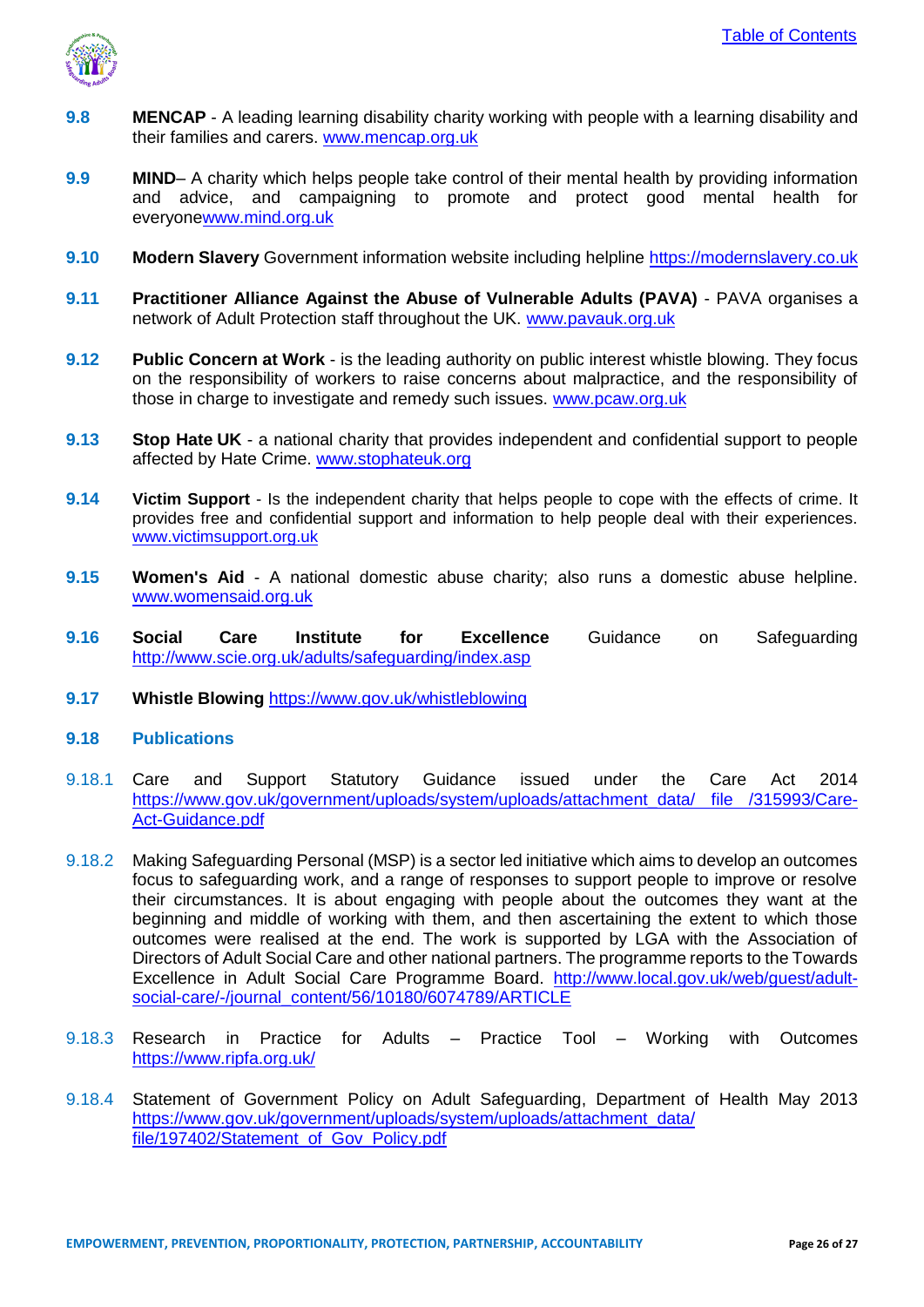**9.8** **MENCAP** - A leading learning disability charity working with people with a learning disability and their families and carers. www.mencap.org.uk

**9.9** **MIND**– A charity which helps people take control of their mental health by providing information and advice, and campaigning to promote and protect good mental health for everyonewww.mind.org.uk

**9.10** **Modern Slavery** Government information website including helpline https://modernslavery.co.uk

**9.11** **Practitioner Alliance Against the Abuse of Vulnerable Adults (PAVA)** - PAVA organises a network of Adult Protection staff throughout the UK. www.pavauk.org.uk

**9.12** **Public Concern at Work** - is the leading authority on public interest whistle blowing. They focus on the responsibility of workers to raise concerns about malpractice, and the responsibility of those in charge to investigate and remedy such issues. www.pcaw.org.uk

**9.13** **Stop Hate UK** - a national charity that provides independent and confidential support to people affected by Hate Crime. www.stophateuk.org

**9.14** **Victim Support** - Is the independent charity that helps people to cope with the effects of crime. It provides free and confidential support and information to help people deal with their experiences. www.victimsupport.org.uk

**9.15** **Women's Aid** - A national domestic abuse charity; also runs a domestic abuse helpline. www.womensaid.org.uk

**9.16** **Social Care Institute for Excellence** Guidance on Safeguarding http://www.scie.org.uk/adults/safeguarding/index.asp

**9.17** **Whistle Blowing** https://www.gov.uk/whistleblowing

## 9.18 Publications

9.18.1 Care and Support Statutory Guidance issued under the Care Act 2014 https://www.gov.uk/government/uploads/system/uploads/attachment_data/ file /315993/Care-Act-Guidance.pdf

9.18.2 Making Safeguarding Personal (MSP) is a sector led initiative which aims to develop an outcomes focus to safeguarding work, and a range of responses to support people to improve or resolve their circumstances. It is about engaging with people about the outcomes they want at the beginning and middle of working with them, and then ascertaining the extent to which those outcomes were realised at the end. The work is supported by LGA with the Association of Directors of Adult Social Care and other national partners. The programme reports to the Towards Excellence in Adult Social Care Programme Board. http://www.local.gov.uk/web/guest/adult-social-care/-/journal_content/56/10180/6074789/ARTICLE

9.18.3 Research in Practice for Adults – Practice Tool – Working with Outcomes https://www.ripfa.org.uk/

9.18.4 Statement of Government Policy on Adult Safeguarding, Department of Health May 2013 https://www.gov.uk/government/uploads/system/uploads/attachment_data/ file/197402/Statement_of_Gov_Policy.pdf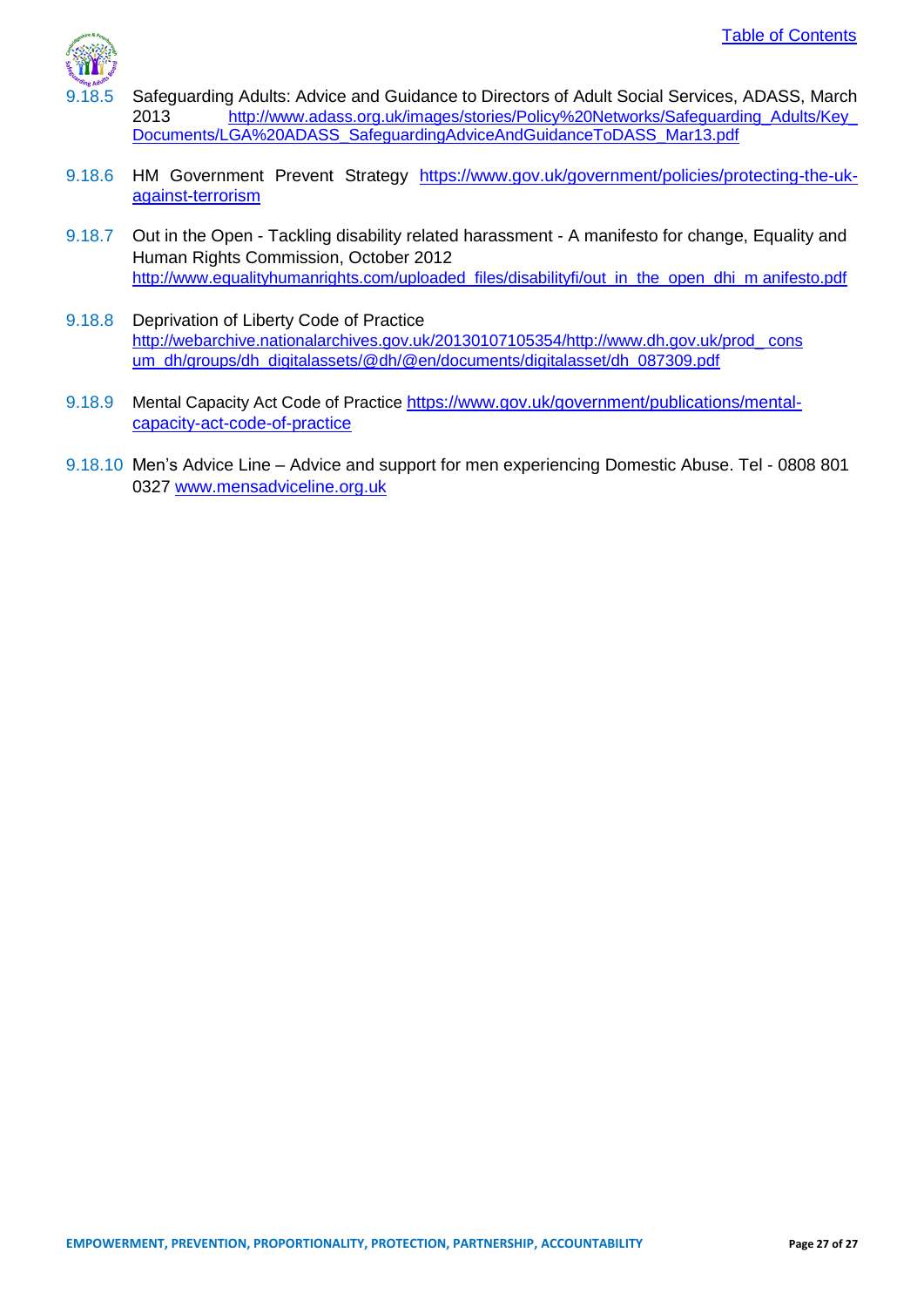[Table of Contents](#)

9.18.5 Safeguarding Adults: Advice and Guidance to Directors of Adult Social Services, ADASS, March 2013 http://www.adass.org.uk/images/stories/Policy%20Networks/Safeguarding_Adults/Key_Documents/LGA%20ADASS_SafeguardingAdviceAndGuidanceToDASS_Mar13.pdf

9.18.6 HM Government Prevent Strategy https://www.gov.uk/government/policies/protecting-the-uk-against-terrorism

9.18.7 Out in the Open - Tackling disability related harassment - A manifesto for change, Equality and Human Rights Commission, October 2012 http://www.equalityhumanrights.com/uploaded_files/disabilityfi/out_in_the_open_dhi_m anifesto.pdf

9.18.8 Deprivation of Liberty Code of Practice http://webarchive.nationalarchives.gov.uk/20130107105354/http://www.dh.gov.uk/prod_ consum_dh/groups/dh_digitalassets/@dh/@en/documents/digitalasset/dh_087309.pdf

9.18.9 Mental Capacity Act Code of Practice https://www.gov.uk/government/publications/mental-capacity-act-code-of-practice

9.18.10 Men's Advice Line – Advice and support for men experiencing Domestic Abuse. Tel - 0808 801 0327 www.mensadviceline.org.uk

**EMPOWERMENT, PREVENTION, PROPORTIONALITY, PROTECTION, PARTNERSHIP, ACCOUNTABILITY**